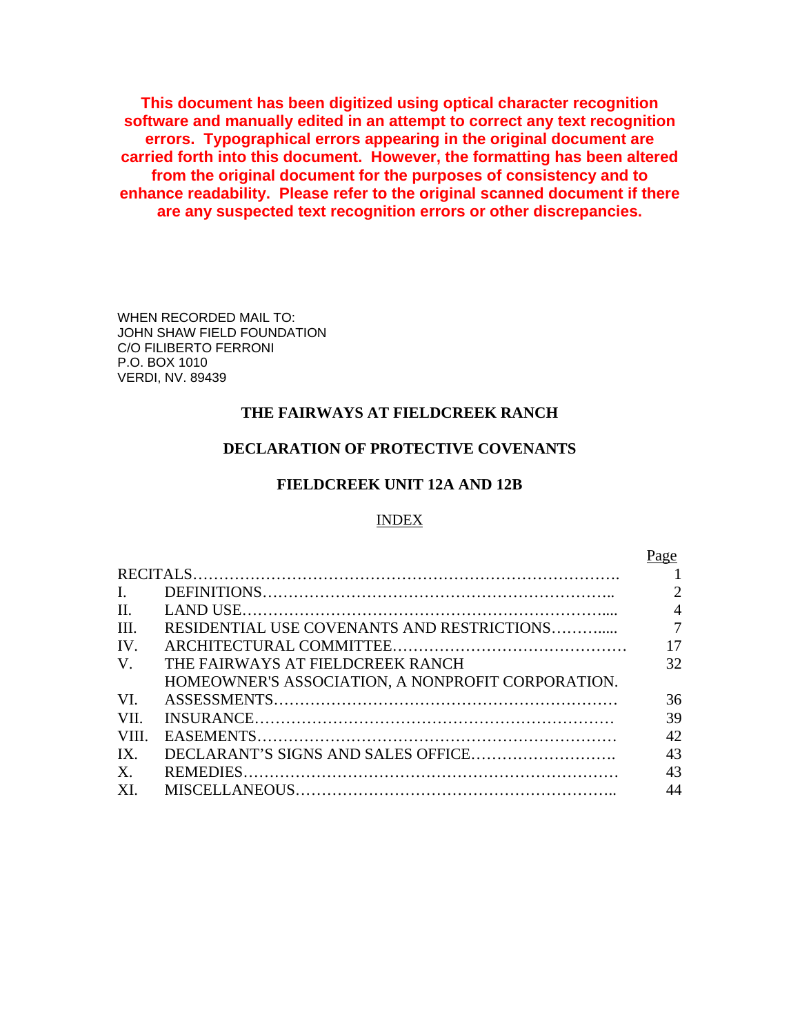**This document has been digitized using optical character recognition software and manually edited in an attempt to correct any text recognition errors. Typographical errors appearing in the original document are carried forth into this document. However, the formatting has been altered from the original document for the purposes of consistency and to enhance readability. Please refer to the original scanned document if there are any suspected text recognition errors or other discrepancies.**

WHEN RECORDED MAIL TO:
JOHN SHAW FIELD FOUNDATION
C/O FILIBERTO FERRONI
P.O. BOX 1010
VERDI, NV. 89439

# THE FAIRWAYS AT FIELDCREEK RANCH

## DECLARATION OF PROTECTIVE COVENANTS

## FIELDCREEK UNIT 12A AND 12B

INDEX

| | | Page |
|---|---|---|
| RECITALS | | 1 |
| I. | DEFINITIONS | 2 |
| II. | LAND USE | 4 |
| III. | RESIDENTIAL USE COVENANTS AND RESTRICTIONS | 7 |
| IV. | ARCHITECTURAL COMMITTEE | 17 |
| V. | THE FAIRWAYS AT FIELDCREEK RANCH HOMEOWNER'S ASSOCIATION, A NONPROFIT CORPORATION. | 32 |
| VI. | ASSESSMENTS | 36 |
| VII. | INSURANCE | 39 |
| VIII. | EASEMENTS | 42 |
| IX. | DECLARANT'S SIGNS AND SALES OFFICE | 43 |
| X. | REMEDIES | 43 |
| XI. | MISCELLANEOUS | 44 |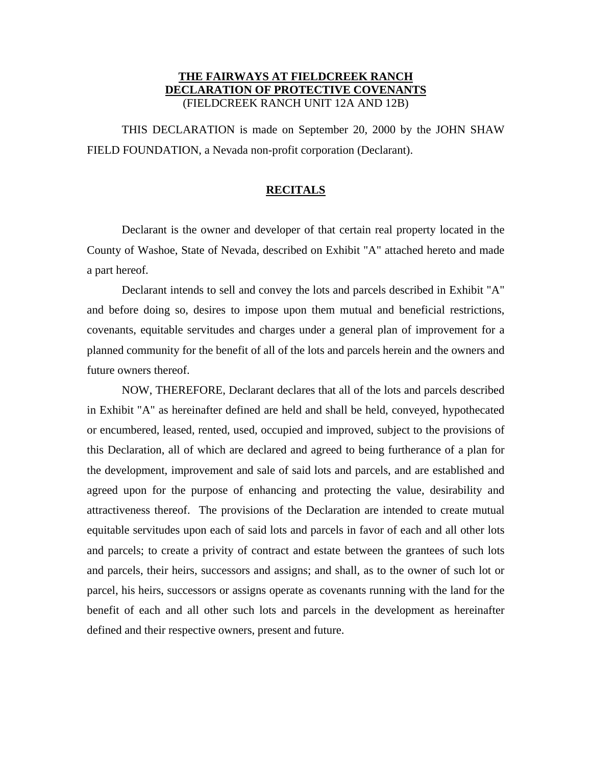# THE FAIRWAYS AT FIELDCREEK RANCH
# DECLARATION OF PROTECTIVE COVENANTS

(FIELDCREEK RANCH UNIT 12A AND 12B)

THIS DECLARATION is made on September 20, 2000 by the JOHN SHAW FIELD FOUNDATION, a Nevada non-profit corporation (Declarant).

## RECITALS

Declarant is the owner and developer of that certain real property located in the County of Washoe, State of Nevada, described on Exhibit "A" attached hereto and made a part hereof.

Declarant intends to sell and convey the lots and parcels described in Exhibit "A" and before doing so, desires to impose upon them mutual and beneficial restrictions, covenants, equitable servitudes and charges under a general plan of improvement for a planned community for the benefit of all of the lots and parcels herein and the owners and future owners thereof.

NOW, THEREFORE, Declarant declares that all of the lots and parcels described in Exhibit "A" as hereinafter defined are held and shall be held, conveyed, hypothecated or encumbered, leased, rented, used, occupied and improved, subject to the provisions of this Declaration, all of which are declared and agreed to being furtherance of a plan for the development, improvement and sale of said lots and parcels, and are established and agreed upon for the purpose of enhancing and protecting the value, desirability and attractiveness thereof. The provisions of the Declaration are intended to create mutual equitable servitudes upon each of said lots and parcels in favor of each and all other lots and parcels; to create a privity of contract and estate between the grantees of such lots and parcels, their heirs, successors and assigns; and shall, as to the owner of such lot or parcel, his heirs, successors or assigns operate as covenants running with the land for the benefit of each and all other such lots and parcels in the development as hereinafter defined and their respective owners, present and future.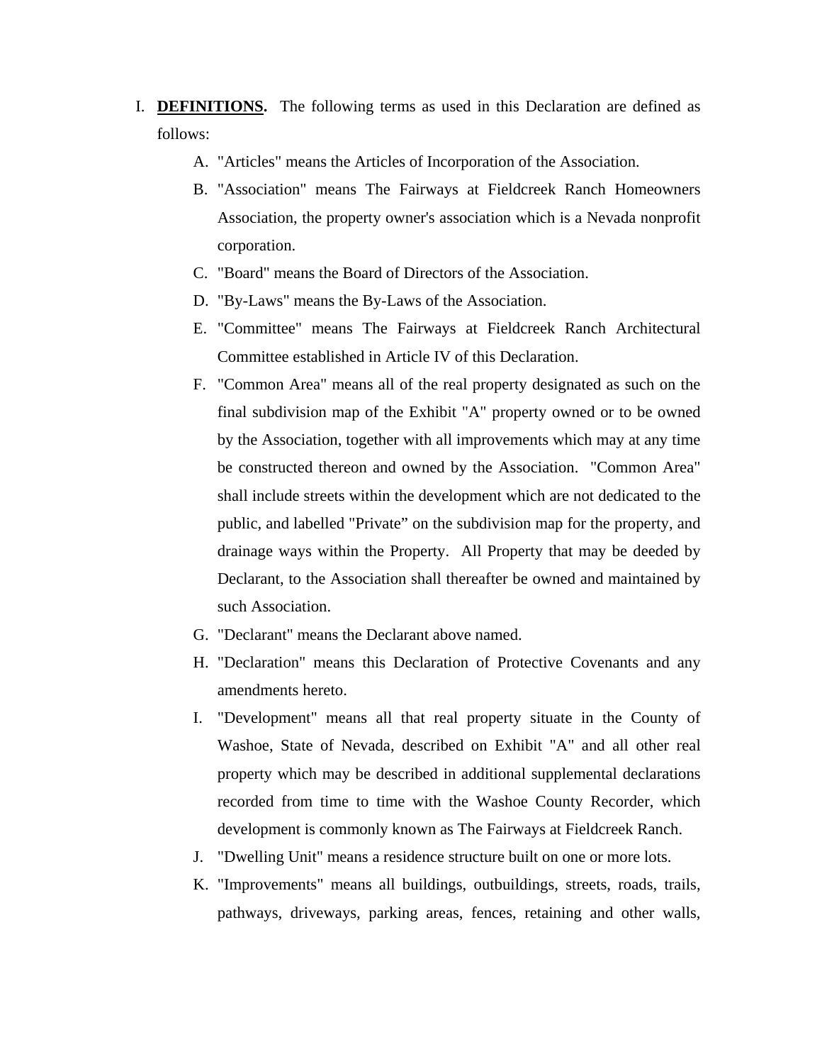I. **DEFINITIONS.** The following terms as used in this Declaration are defined as follows:

   A. "Articles" means the Articles of Incorporation of the Association.

   B. "Association" means The Fairways at Fieldcreek Ranch Homeowners Association, the property owner's association which is a Nevada nonprofit corporation.

   C. "Board" means the Board of Directors of the Association.

   D. "By-Laws" means the By-Laws of the Association.

   E. "Committee" means The Fairways at Fieldcreek Ranch Architectural Committee established in Article IV of this Declaration.

   F. "Common Area" means all of the real property designated as such on the final subdivision map of the Exhibit "A" property owned or to be owned by the Association, together with all improvements which may at any time be constructed thereon and owned by the Association. "Common Area" shall include streets within the development which are not dedicated to the public, and labelled "Private" on the subdivision map for the property, and drainage ways within the Property. All Property that may be deeded by Declarant, to the Association shall thereafter be owned and maintained by such Association.

   G. "Declarant" means the Declarant above named.

   H. "Declaration" means this Declaration of Protective Covenants and any amendments hereto.

   I. "Development" means all that real property situate in the County of Washoe, State of Nevada, described on Exhibit "A" and all other real property which may be described in additional supplemental declarations recorded from time to time with the Washoe County Recorder, which development is commonly known as The Fairways at Fieldcreek Ranch.

   J. "Dwelling Unit" means a residence structure built on one or more lots.

   K. "Improvements" means all buildings, outbuildings, streets, roads, trails, pathways, driveways, parking areas, fences, retaining and other walls,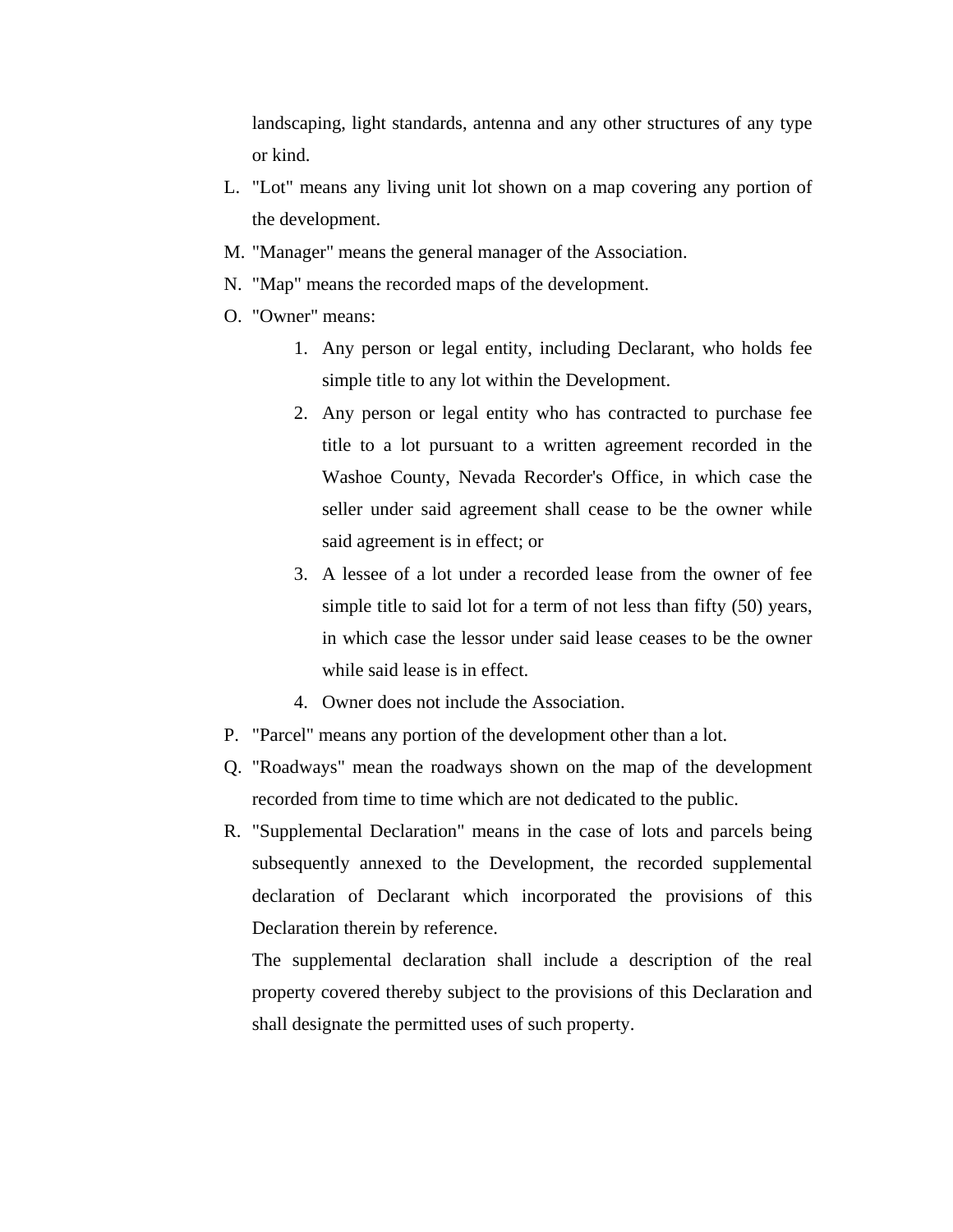landscaping, light standards, antenna and any other structures of any type or kind.

L. "Lot" means any living unit lot shown on a map covering any portion of the development.

M. "Manager" means the general manager of the Association.

N. "Map" means the recorded maps of the development.

O. "Owner" means:

   1. Any person or legal entity, including Declarant, who holds fee simple title to any lot within the Development.
   2. Any person or legal entity who has contracted to purchase fee title to a lot pursuant to a written agreement recorded in the Washoe County, Nevada Recorder's Office, in which case the seller under said agreement shall cease to be the owner while said agreement is in effect; or
   3. A lessee of a lot under a recorded lease from the owner of fee simple title to said lot for a term of not less than fifty (50) years, in which case the lessor under said lease ceases to be the owner while said lease is in effect.
   4. Owner does not include the Association.

P. "Parcel" means any portion of the development other than a lot.

Q. "Roadways" mean the roadways shown on the map of the development recorded from time to time which are not dedicated to the public.

R. "Supplemental Declaration" means in the case of lots and parcels being subsequently annexed to the Development, the recorded supplemental declaration of Declarant which incorporated the provisions of this Declaration therein by reference.

   The supplemental declaration shall include a description of the real property covered thereby subject to the provisions of this Declaration and shall designate the permitted uses of such property.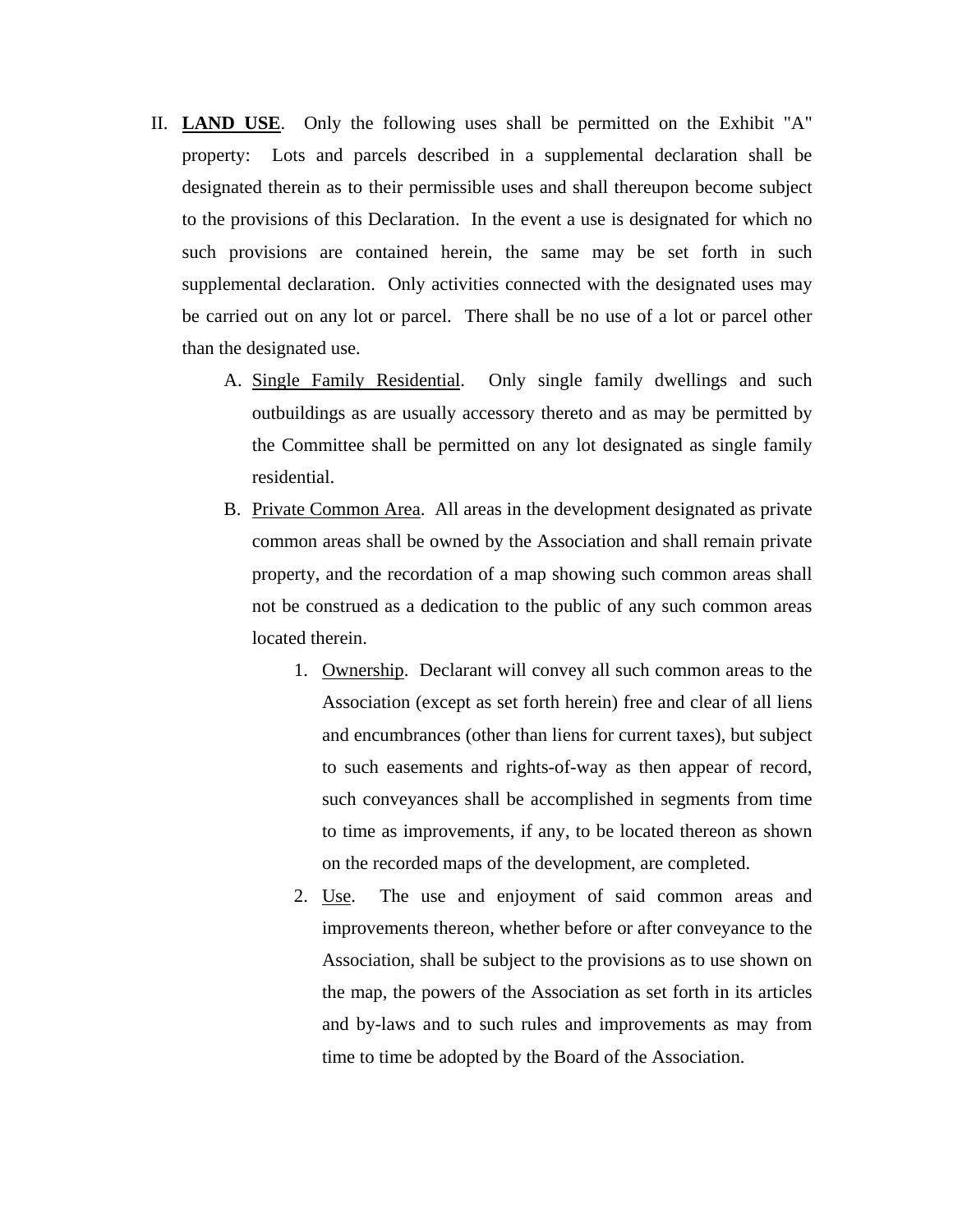II. **<u>LAND USE</u>**. Only the following uses shall be permitted on the Exhibit "A" property: Lots and parcels described in a supplemental declaration shall be designated therein as to their permissible uses and shall thereupon become subject to the provisions of this Declaration. In the event a use is designated for which no such provisions are contained herein, the same may be set forth in such supplemental declaration. Only activities connected with the designated uses may be carried out on any lot or parcel. There shall be no use of a lot or parcel other than the designated use.

   A. <u>Single Family Residential</u>. Only single family dwellings and such outbuildings as are usually accessory thereto and as may be permitted by the Committee shall be permitted on any lot designated as single family residential.

   B. <u>Private Common Area</u>. All areas in the development designated as private common areas shall be owned by the Association and shall remain private property, and the recordation of a map showing such common areas shall not be construed as a dedication to the public of any such common areas located therein.

      1. <u>Ownership</u>. Declarant will convey all such common areas to the Association (except as set forth herein) free and clear of all liens and encumbrances (other than liens for current taxes), but subject to such easements and rights-of-way as then appear of record, such conveyances shall be accomplished in segments from time to time as improvements, if any, to be located thereon as shown on the recorded maps of the development, are completed.

      2. <u>Use</u>. The use and enjoyment of said common areas and improvements thereon, whether before or after conveyance to the Association, shall be subject to the provisions as to use shown on the map, the powers of the Association as set forth in its articles and by-laws and to such rules and improvements as may from time to time be adopted by the Board of the Association.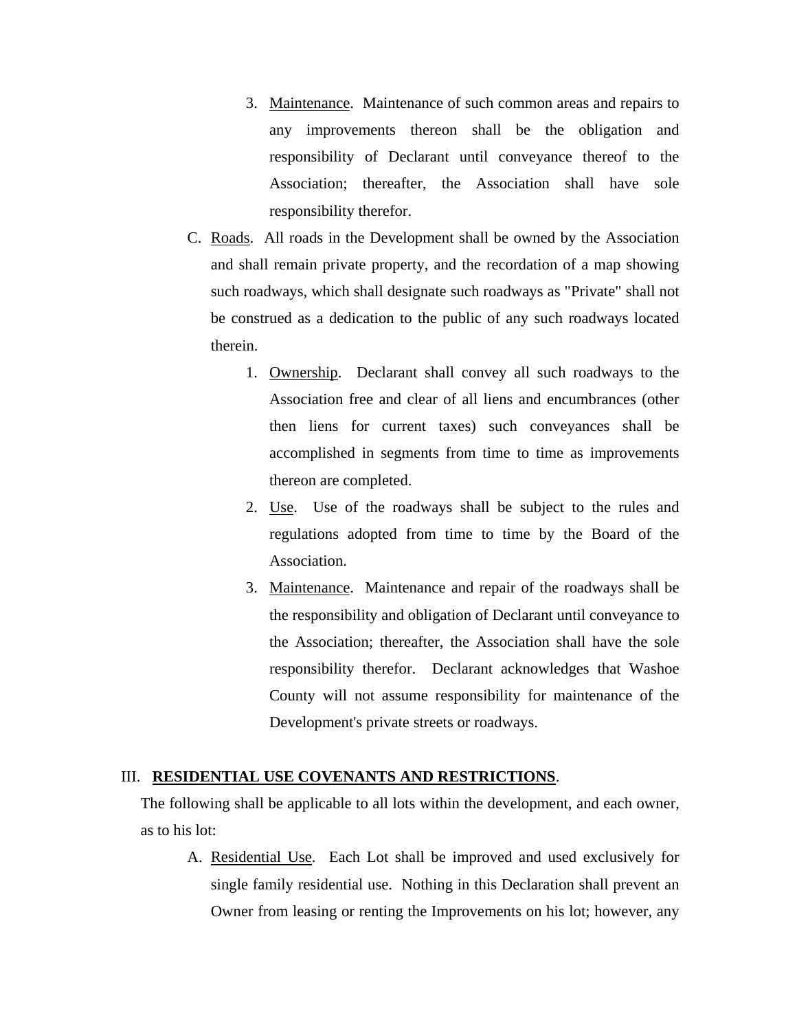3. Maintenance. Maintenance of such common areas and repairs to any improvements thereon shall be the obligation and responsibility of Declarant until conveyance thereof to the Association; thereafter, the Association shall have sole responsibility therefor.

C. Roads. All roads in the Development shall be owned by the Association and shall remain private property, and the recordation of a map showing such roadways, which shall designate such roadways as "Private" shall not be construed as a dedication to the public of any such roadways located therein.

1. Ownership. Declarant shall convey all such roadways to the Association free and clear of all liens and encumbrances (other then liens for current taxes) such conveyances shall be accomplished in segments from time to time as improvements thereon are completed.
2. Use. Use of the roadways shall be subject to the rules and regulations adopted from time to time by the Board of the Association.
3. Maintenance. Maintenance and repair of the roadways shall be the responsibility and obligation of Declarant until conveyance to the Association; thereafter, the Association shall have the sole responsibility therefor. Declarant acknowledges that Washoe County will not assume responsibility for maintenance of the Development's private streets or roadways.

## III. **RESIDENTIAL USE COVENANTS AND RESTRICTIONS**.

The following shall be applicable to all lots within the development, and each owner, as to his lot:

A. Residential Use. Each Lot shall be improved and used exclusively for single family residential use. Nothing in this Declaration shall prevent an Owner from leasing or renting the Improvements on his lot; however, any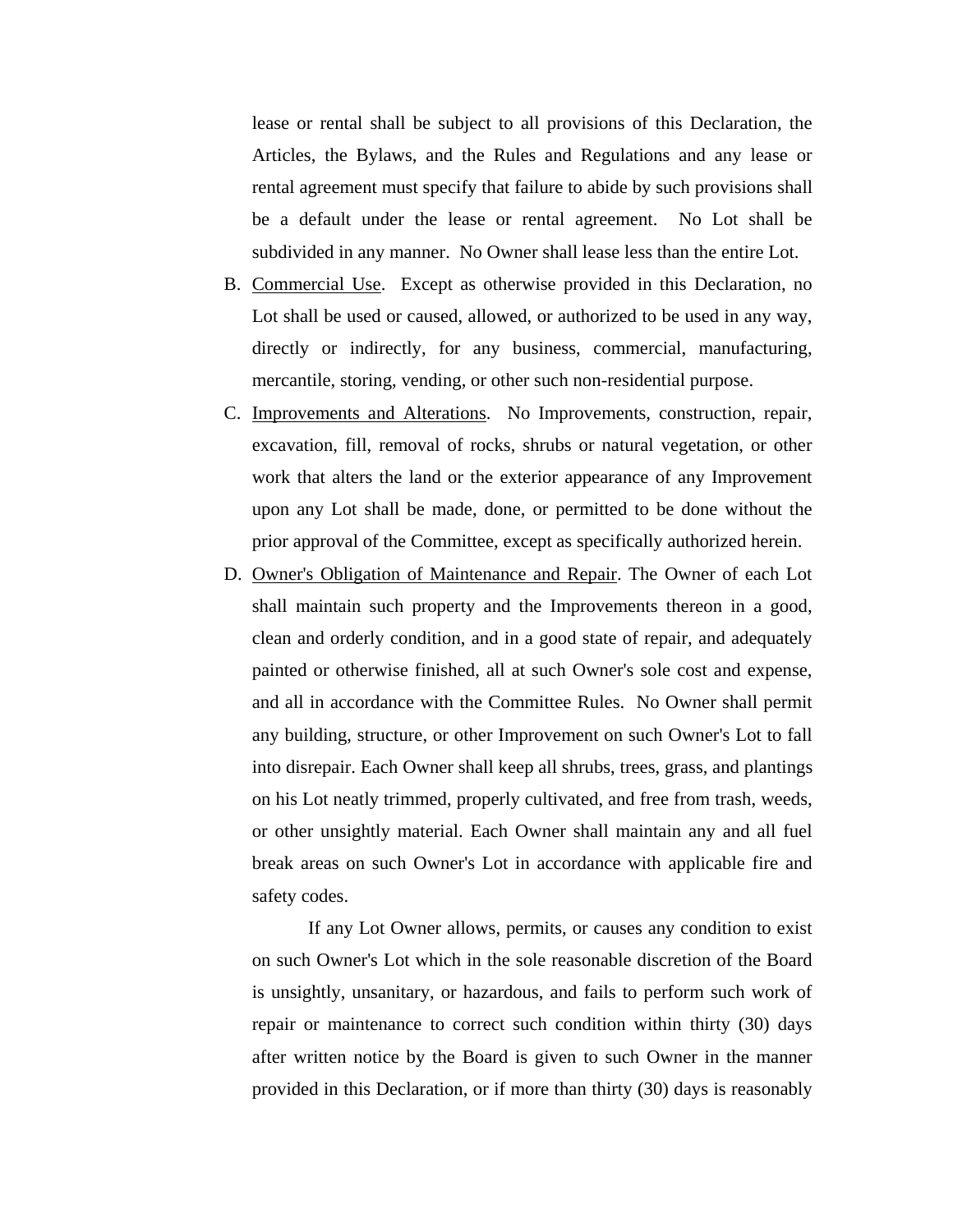lease or rental shall be subject to all provisions of this Declaration, the Articles, the Bylaws, and the Rules and Regulations and any lease or rental agreement must specify that failure to abide by such provisions shall be a default under the lease or rental agreement. No Lot shall be subdivided in any manner. No Owner shall lease less than the entire Lot.

B. Commercial Use. Except as otherwise provided in this Declaration, no Lot shall be used or caused, allowed, or authorized to be used in any way, directly or indirectly, for any business, commercial, manufacturing, mercantile, storing, vending, or other such non-residential purpose.

C. Improvements and Alterations. No Improvements, construction, repair, excavation, fill, removal of rocks, shrubs or natural vegetation, or other work that alters the land or the exterior appearance of any Improvement upon any Lot shall be made, done, or permitted to be done without the prior approval of the Committee, except as specifically authorized herein.

D. Owner's Obligation of Maintenance and Repair. The Owner of each Lot shall maintain such property and the Improvements thereon in a good, clean and orderly condition, and in a good state of repair, and adequately painted or otherwise finished, all at such Owner's sole cost and expense, and all in accordance with the Committee Rules. No Owner shall permit any building, structure, or other Improvement on such Owner's Lot to fall into disrepair. Each Owner shall keep all shrubs, trees, grass, and plantings on his Lot neatly trimmed, properly cultivated, and free from trash, weeds, or other unsightly material. Each Owner shall maintain any and all fuel break areas on such Owner's Lot in accordance with applicable fire and safety codes.

If any Lot Owner allows, permits, or causes any condition to exist on such Owner's Lot which in the sole reasonable discretion of the Board is unsightly, unsanitary, or hazardous, and fails to perform such work of repair or maintenance to correct such condition within thirty (30) days after written notice by the Board is given to such Owner in the manner provided in this Declaration, or if more than thirty (30) days is reasonably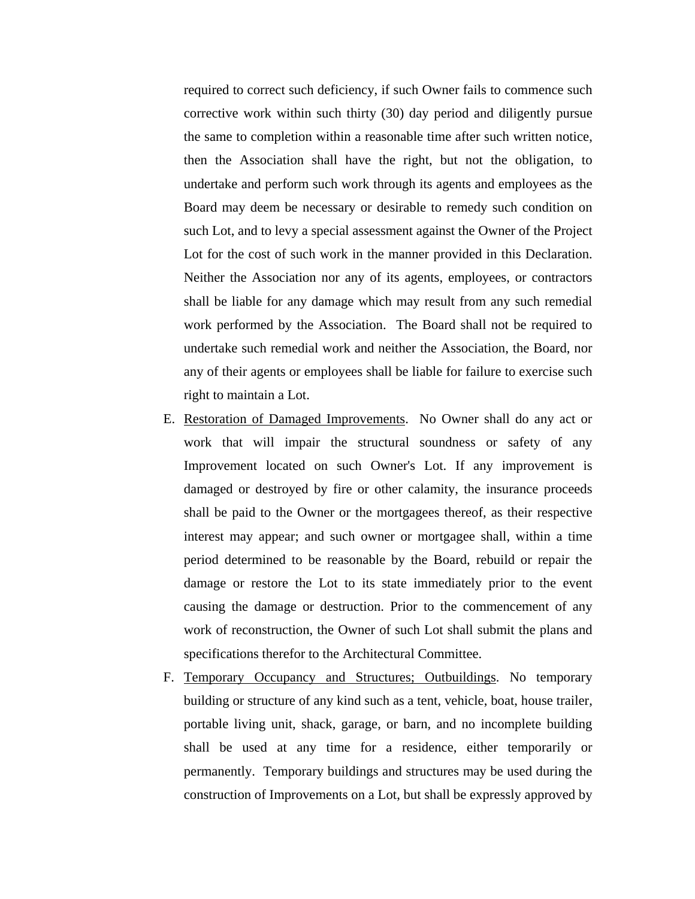required to correct such deficiency, if such Owner fails to commence such corrective work within such thirty (30) day period and diligently pursue the same to completion within a reasonable time after such written notice, then the Association shall have the right, but not the obligation, to undertake and perform such work through its agents and employees as the Board may deem be necessary or desirable to remedy such condition on such Lot, and to levy a special assessment against the Owner of the Project Lot for the cost of such work in the manner provided in this Declaration. Neither the Association nor any of its agents, employees, or contractors shall be liable for any damage which may result from any such remedial work performed by the Association. The Board shall not be required to undertake such remedial work and neither the Association, the Board, nor any of their agents or employees shall be liable for failure to exercise such right to maintain a Lot.

E. <u>Restoration of Damaged Improvements</u>. No Owner shall do any act or work that will impair the structural soundness or safety of any Improvement located on such Owner's Lot. If any improvement is damaged or destroyed by fire or other calamity, the insurance proceeds shall be paid to the Owner or the mortgagees thereof, as their respective interest may appear; and such owner or mortgagee shall, within a time period determined to be reasonable by the Board, rebuild or repair the damage or restore the Lot to its state immediately prior to the event causing the damage or destruction. Prior to the commencement of any work of reconstruction, the Owner of such Lot shall submit the plans and specifications therefor to the Architectural Committee.

F. <u>Temporary Occupancy and Structures; Outbuildings</u>. No temporary building or structure of any kind such as a tent, vehicle, boat, house trailer, portable living unit, shack, garage, or barn, and no incomplete building shall be used at any time for a residence, either temporarily or permanently. Temporary buildings and structures may be used during the construction of Improvements on a Lot, but shall be expressly approved by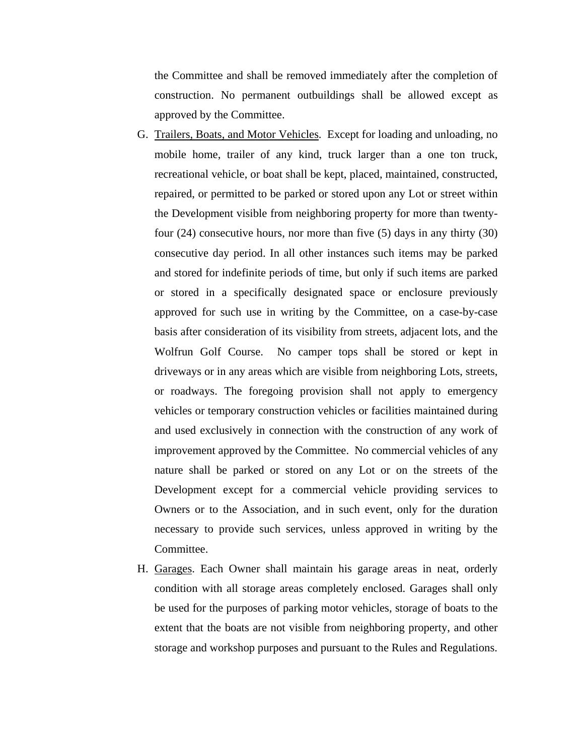the Committee and shall be removed immediately after the completion of construction. No permanent outbuildings shall be allowed except as approved by the Committee.

G. <u>Trailers, Boats, and Motor Vehicles</u>. Except for loading and unloading, no mobile home, trailer of any kind, truck larger than a one ton truck, recreational vehicle, or boat shall be kept, placed, maintained, constructed, repaired, or permitted to be parked or stored upon any Lot or street within the Development visible from neighboring property for more than twenty-four (24) consecutive hours, nor more than five (5) days in any thirty (30) consecutive day period. In all other instances such items may be parked and stored for indefinite periods of time, but only if such items are parked or stored in a specifically designated space or enclosure previously approved for such use in writing by the Committee, on a case-by-case basis after consideration of its visibility from streets, adjacent lots, and the Wolfrun Golf Course. No camper tops shall be stored or kept in driveways or in any areas which are visible from neighboring Lots, streets, or roadways. The foregoing provision shall not apply to emergency vehicles or temporary construction vehicles or facilities maintained during and used exclusively in connection with the construction of any work of improvement approved by the Committee. No commercial vehicles of any nature shall be parked or stored on any Lot or on the streets of the Development except for a commercial vehicle providing services to Owners or to the Association, and in such event, only for the duration necessary to provide such services, unless approved in writing by the Committee.

H. <u>Garages</u>. Each Owner shall maintain his garage areas in neat, orderly condition with all storage areas completely enclosed. Garages shall only be used for the purposes of parking motor vehicles, storage of boats to the extent that the boats are not visible from neighboring property, and other storage and workshop purposes and pursuant to the Rules and Regulations.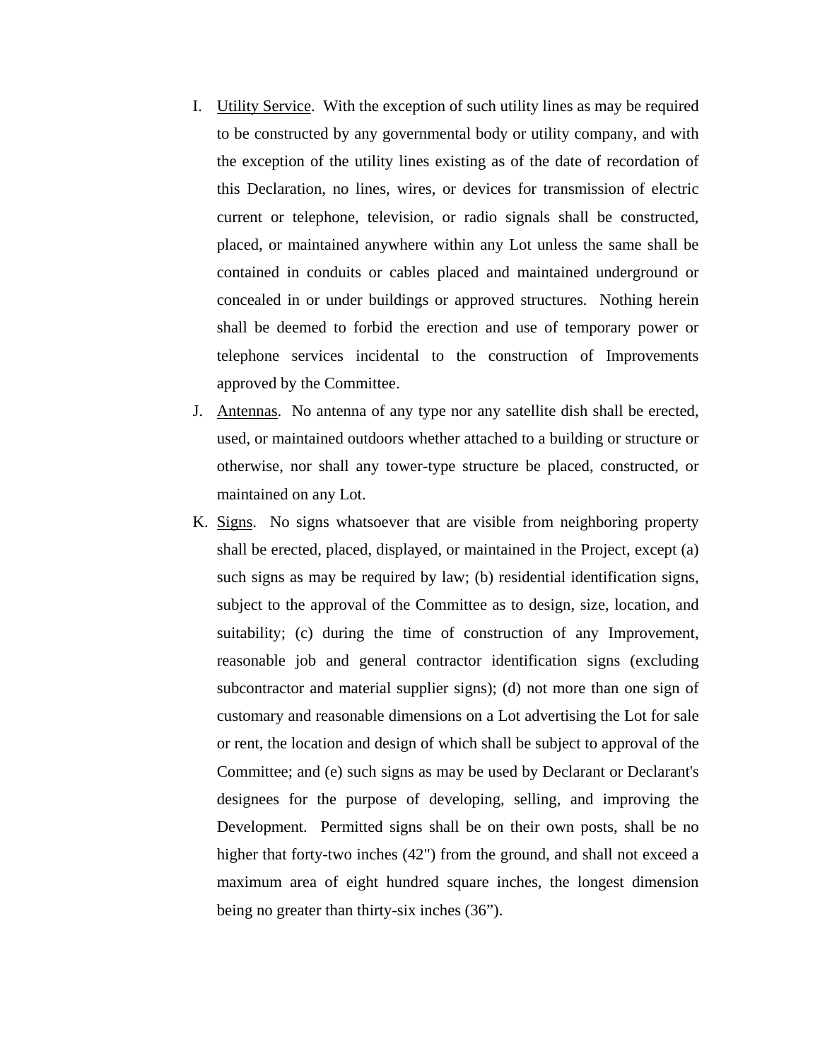I. <u>Utility Service</u>. With the exception of such utility lines as may be required to be constructed by any governmental body or utility company, and with the exception of the utility lines existing as of the date of recordation of this Declaration, no lines, wires, or devices for transmission of electric current or telephone, television, or radio signals shall be constructed, placed, or maintained anywhere within any Lot unless the same shall be contained in conduits or cables placed and maintained underground or concealed in or under buildings or approved structures. Nothing herein shall be deemed to forbid the erection and use of temporary power or telephone services incidental to the construction of Improvements approved by the Committee.

J. <u>Antennas</u>. No antenna of any type nor any satellite dish shall be erected, used, or maintained outdoors whether attached to a building or structure or otherwise, nor shall any tower-type structure be placed, constructed, or maintained on any Lot.

K. <u>Signs</u>. No signs whatsoever that are visible from neighboring property shall be erected, placed, displayed, or maintained in the Project, except (a) such signs as may be required by law; (b) residential identification signs, subject to the approval of the Committee as to design, size, location, and suitability; (c) during the time of construction of any Improvement, reasonable job and general contractor identification signs (excluding subcontractor and material supplier signs); (d) not more than one sign of customary and reasonable dimensions on a Lot advertising the Lot for sale or rent, the location and design of which shall be subject to approval of the Committee; and (e) such signs as may be used by Declarant or Declarant's designees for the purpose of developing, selling, and improving the Development. Permitted signs shall be on their own posts, shall be no higher that forty-two inches (42") from the ground, and shall not exceed a maximum area of eight hundred square inches, the longest dimension being no greater than thirty-six inches (36”).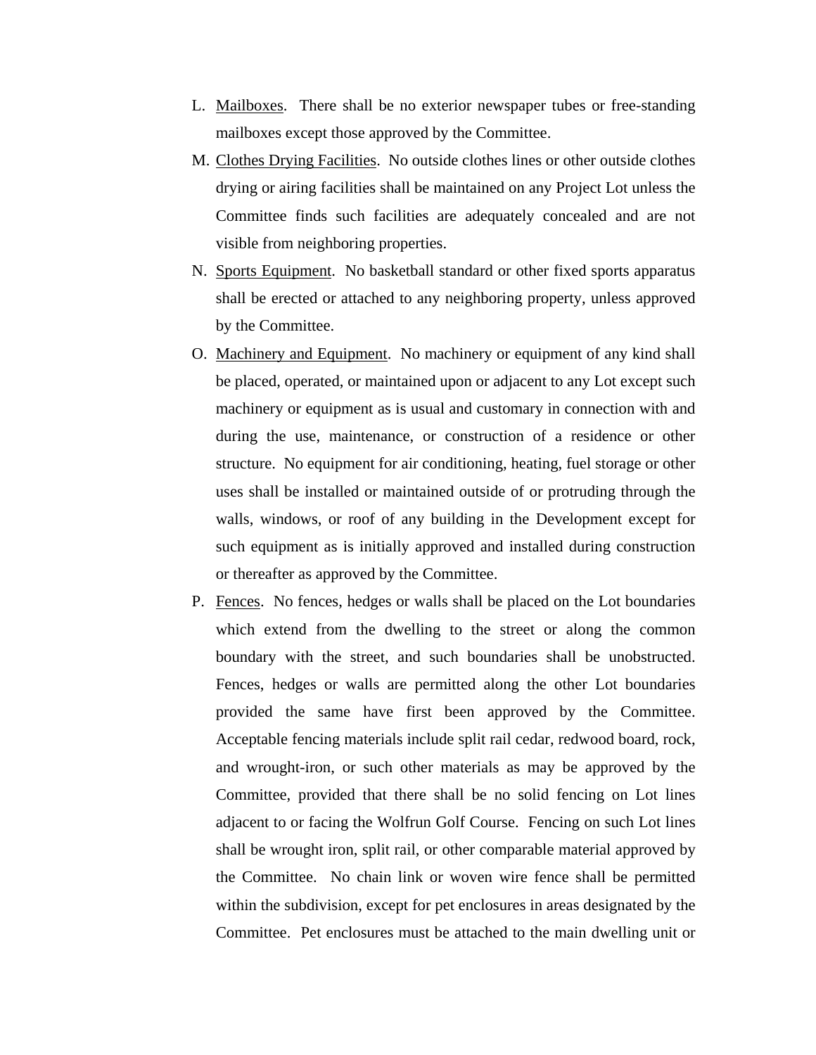L. Mailboxes. There shall be no exterior newspaper tubes or free-standing mailboxes except those approved by the Committee.

M. Clothes Drying Facilities. No outside clothes lines or other outside clothes drying or airing facilities shall be maintained on any Project Lot unless the Committee finds such facilities are adequately concealed and are not visible from neighboring properties.

N. Sports Equipment. No basketball standard or other fixed sports apparatus shall be erected or attached to any neighboring property, unless approved by the Committee.

O. Machinery and Equipment. No machinery or equipment of any kind shall be placed, operated, or maintained upon or adjacent to any Lot except such machinery or equipment as is usual and customary in connection with and during the use, maintenance, or construction of a residence or other structure. No equipment for air conditioning, heating, fuel storage or other uses shall be installed or maintained outside of or protruding through the walls, windows, or roof of any building in the Development except for such equipment as is initially approved and installed during construction or thereafter as approved by the Committee.

P. Fences. No fences, hedges or walls shall be placed on the Lot boundaries which extend from the dwelling to the street or along the common boundary with the street, and such boundaries shall be unobstructed. Fences, hedges or walls are permitted along the other Lot boundaries provided the same have first been approved by the Committee. Acceptable fencing materials include split rail cedar, redwood board, rock, and wrought-iron, or such other materials as may be approved by the Committee, provided that there shall be no solid fencing on Lot lines adjacent to or facing the Wolfrun Golf Course. Fencing on such Lot lines shall be wrought iron, split rail, or other comparable material approved by the Committee. No chain link or woven wire fence shall be permitted within the subdivision, except for pet enclosures in areas designated by the Committee. Pet enclosures must be attached to the main dwelling unit or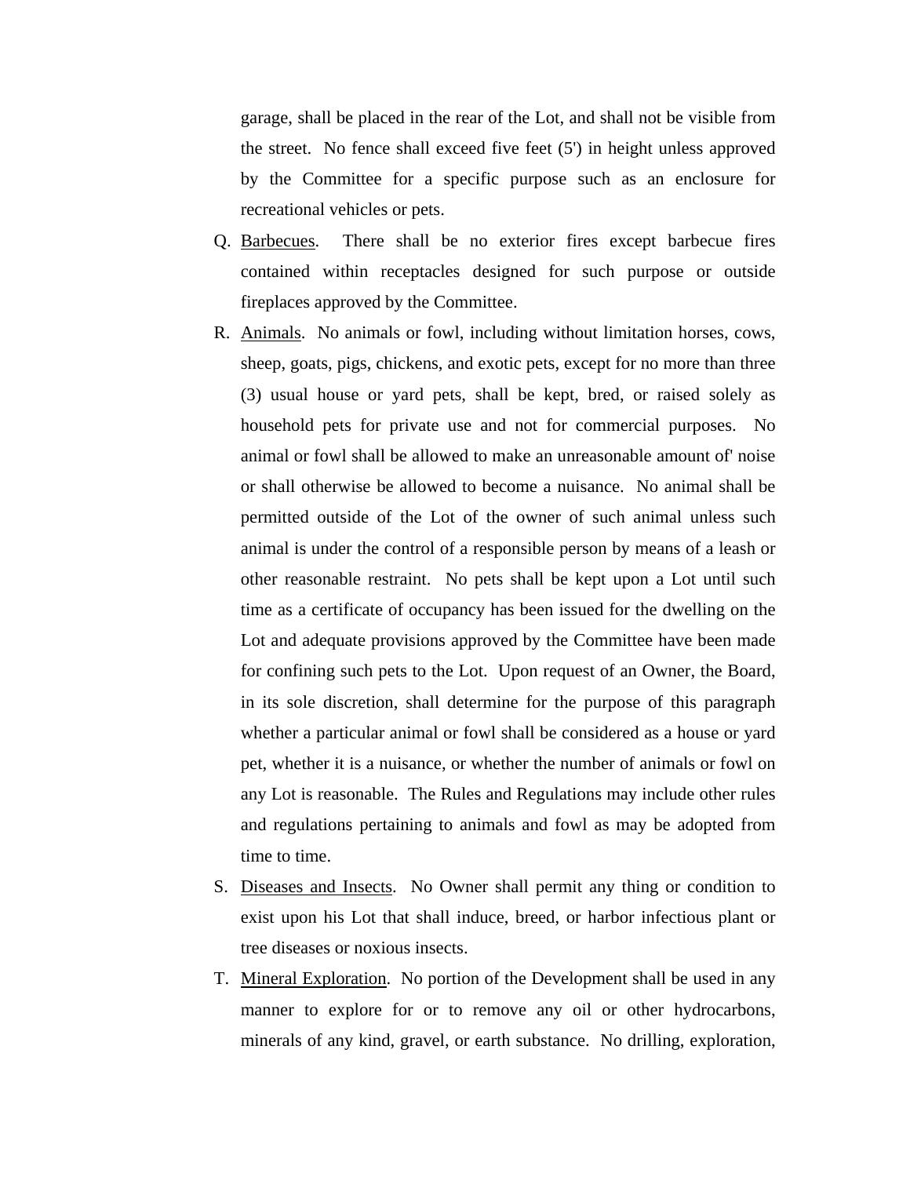garage, shall be placed in the rear of the Lot, and shall not be visible from the street. No fence shall exceed five feet (5') in height unless approved by the Committee for a specific purpose such as an enclosure for recreational vehicles or pets.

Q. Barbecues. There shall be no exterior fires except barbecue fires contained within receptacles designed for such purpose or outside fireplaces approved by the Committee.

R. Animals. No animals or fowl, including without limitation horses, cows, sheep, goats, pigs, chickens, and exotic pets, except for no more than three (3) usual house or yard pets, shall be kept, bred, or raised solely as household pets for private use and not for commercial purposes. No animal or fowl shall be allowed to make an unreasonable amount of' noise or shall otherwise be allowed to become a nuisance. No animal shall be permitted outside of the Lot of the owner of such animal unless such animal is under the control of a responsible person by means of a leash or other reasonable restraint. No pets shall be kept upon a Lot until such time as a certificate of occupancy has been issued for the dwelling on the Lot and adequate provisions approved by the Committee have been made for confining such pets to the Lot. Upon request of an Owner, the Board, in its sole discretion, shall determine for the purpose of this paragraph whether a particular animal or fowl shall be considered as a house or yard pet, whether it is a nuisance, or whether the number of animals or fowl on any Lot is reasonable. The Rules and Regulations may include other rules and regulations pertaining to animals and fowl as may be adopted from time to time.

S. Diseases and Insects. No Owner shall permit any thing or condition to exist upon his Lot that shall induce, breed, or harbor infectious plant or tree diseases or noxious insects.

T. Mineral Exploration. No portion of the Development shall be used in any manner to explore for or to remove any oil or other hydrocarbons, minerals of any kind, gravel, or earth substance. No drilling, exploration,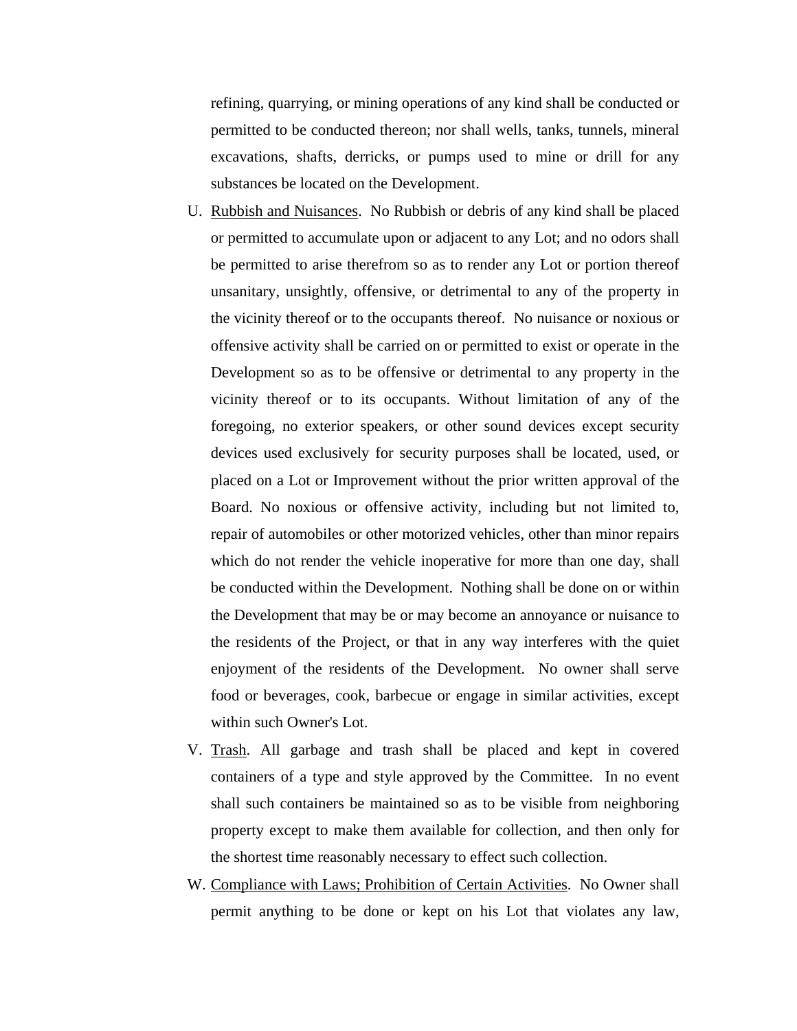refining, quarrying, or mining operations of any kind shall be conducted or permitted to be conducted thereon; nor shall wells, tanks, tunnels, mineral excavations, shafts, derricks, or pumps used to mine or drill for any substances be located on the Development.

U. Rubbish and Nuisances. No Rubbish or debris of any kind shall be placed or permitted to accumulate upon or adjacent to any Lot; and no odors shall be permitted to arise therefrom so as to render any Lot or portion thereof unsanitary, unsightly, offensive, or detrimental to any of the property in the vicinity thereof or to the occupants thereof. No nuisance or noxious or offensive activity shall be carried on or permitted to exist or operate in the Development so as to be offensive or detrimental to any property in the vicinity thereof or to its occupants. Without limitation of any of the foregoing, no exterior speakers, or other sound devices except security devices used exclusively for security purposes shall be located, used, or placed on a Lot or Improvement without the prior written approval of the Board. No noxious or offensive activity, including but not limited to, repair of automobiles or other motorized vehicles, other than minor repairs which do not render the vehicle inoperative for more than one day, shall be conducted within the Development. Nothing shall be done on or within the Development that may be or may become an annoyance or nuisance to the residents of the Project, or that in any way interferes with the quiet enjoyment of the residents of the Development. No owner shall serve food or beverages, cook, barbecue or engage in similar activities, except within such Owner's Lot.

V. Trash. All garbage and trash shall be placed and kept in covered containers of a type and style approved by the Committee. In no event shall such containers be maintained so as to be visible from neighboring property except to make them available for collection, and then only for the shortest time reasonably necessary to effect such collection.

W. Compliance with Laws; Prohibition of Certain Activities. No Owner shall permit anything to be done or kept on his Lot that violates any law,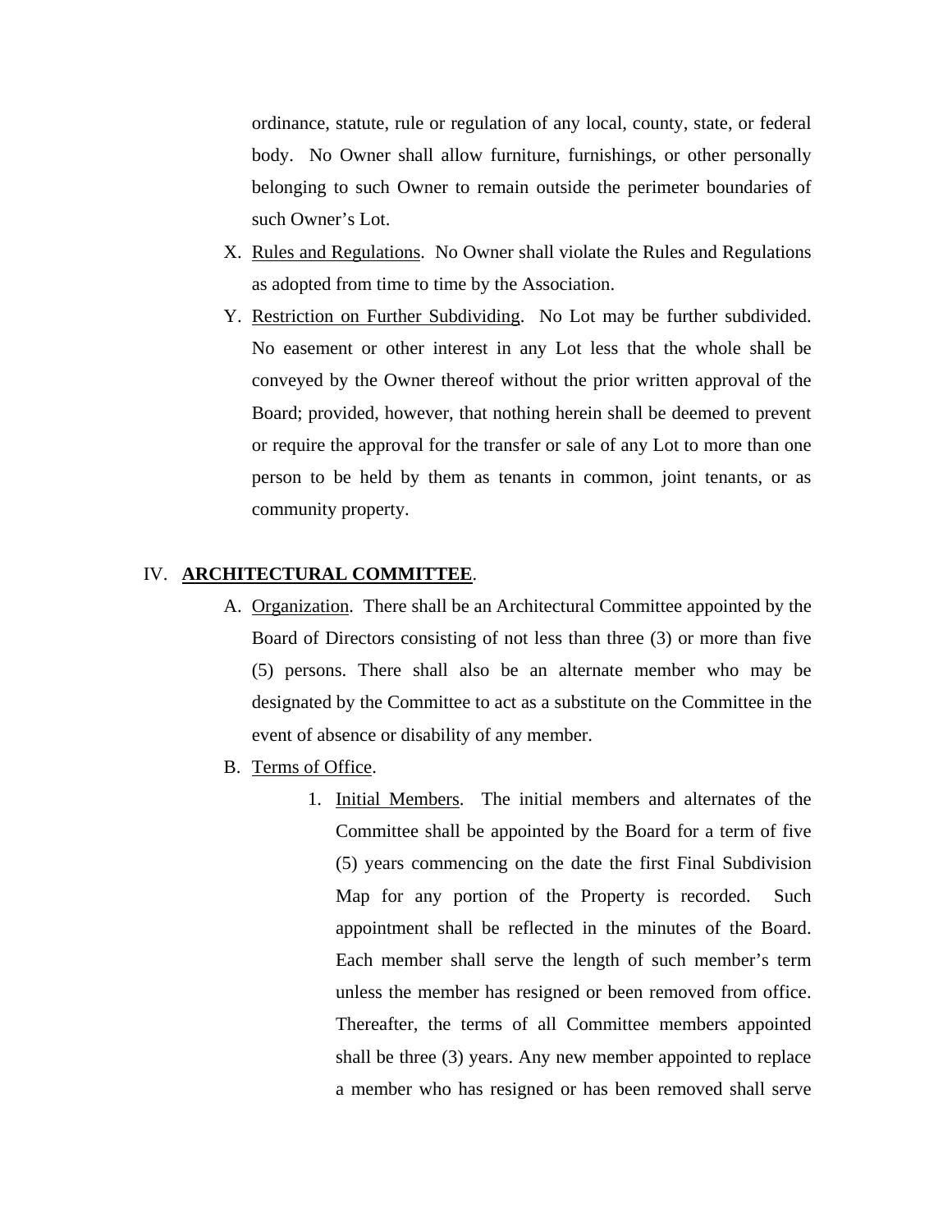ordinance, statute, rule or regulation of any local, county, state, or federal body. No Owner shall allow furniture, furnishings, or other personally belonging to such Owner to remain outside the perimeter boundaries of such Owner's Lot.

X. Rules and Regulations. No Owner shall violate the Rules and Regulations as adopted from time to time by the Association.

Y. Restriction on Further Subdividing. No Lot may be further subdivided. No easement or other interest in any Lot less that the whole shall be conveyed by the Owner thereof without the prior written approval of the Board; provided, however, that nothing herein shall be deemed to prevent or require the approval for the transfer or sale of any Lot to more than one person to be held by them as tenants in common, joint tenants, or as community property.

## IV. **ARCHITECTURAL COMMITTEE**.

A. Organization. There shall be an Architectural Committee appointed by the Board of Directors consisting of not less than three (3) or more than five (5) persons. There shall also be an alternate member who may be designated by the Committee to act as a substitute on the Committee in the event of absence or disability of any member.

B. Terms of Office.

1. Initial Members. The initial members and alternates of the Committee shall be appointed by the Board for a term of five (5) years commencing on the date the first Final Subdivision Map for any portion of the Property is recorded. Such appointment shall be reflected in the minutes of the Board. Each member shall serve the length of such member's term unless the member has resigned or been removed from office. Thereafter, the terms of all Committee members appointed shall be three (3) years. Any new member appointed to replace a member who has resigned or has been removed shall serve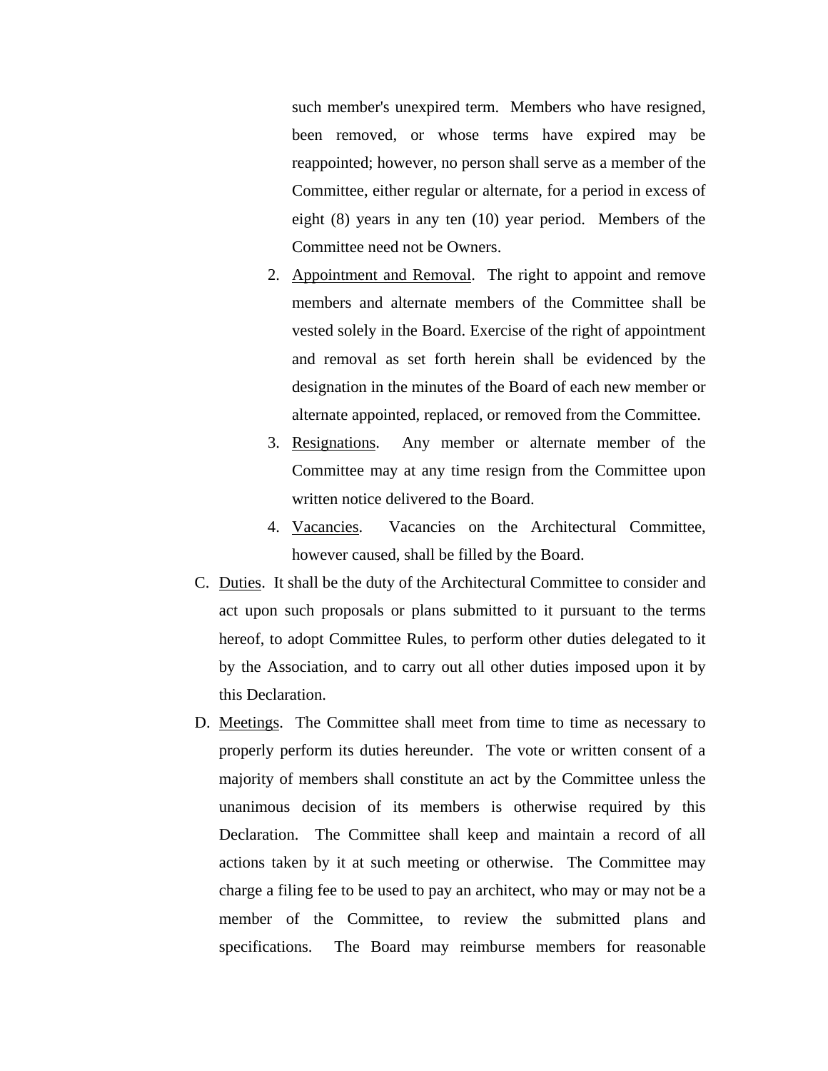such member's unexpired term. Members who have resigned, been removed, or whose terms have expired may be reappointed; however, no person shall serve as a member of the Committee, either regular or alternate, for a period in excess of eight (8) years in any ten (10) year period. Members of the Committee need not be Owners.

2. Appointment and Removal. The right to appoint and remove members and alternate members of the Committee shall be vested solely in the Board. Exercise of the right of appointment and removal as set forth herein shall be evidenced by the designation in the minutes of the Board of each new member or alternate appointed, replaced, or removed from the Committee.
3. Resignations. Any member or alternate member of the Committee may at any time resign from the Committee upon written notice delivered to the Board.
4. Vacancies. Vacancies on the Architectural Committee, however caused, shall be filled by the Board.

C. Duties. It shall be the duty of the Architectural Committee to consider and act upon such proposals or plans submitted to it pursuant to the terms hereof, to adopt Committee Rules, to perform other duties delegated to it by the Association, and to carry out all other duties imposed upon it by this Declaration.

D. Meetings. The Committee shall meet from time to time as necessary to properly perform its duties hereunder. The vote or written consent of a majority of members shall constitute an act by the Committee unless the unanimous decision of its members is otherwise required by this Declaration. The Committee shall keep and maintain a record of all actions taken by it at such meeting or otherwise. The Committee may charge a filing fee to be used to pay an architect, who may or may not be a member of the Committee, to review the submitted plans and specifications. The Board may reimburse members for reasonable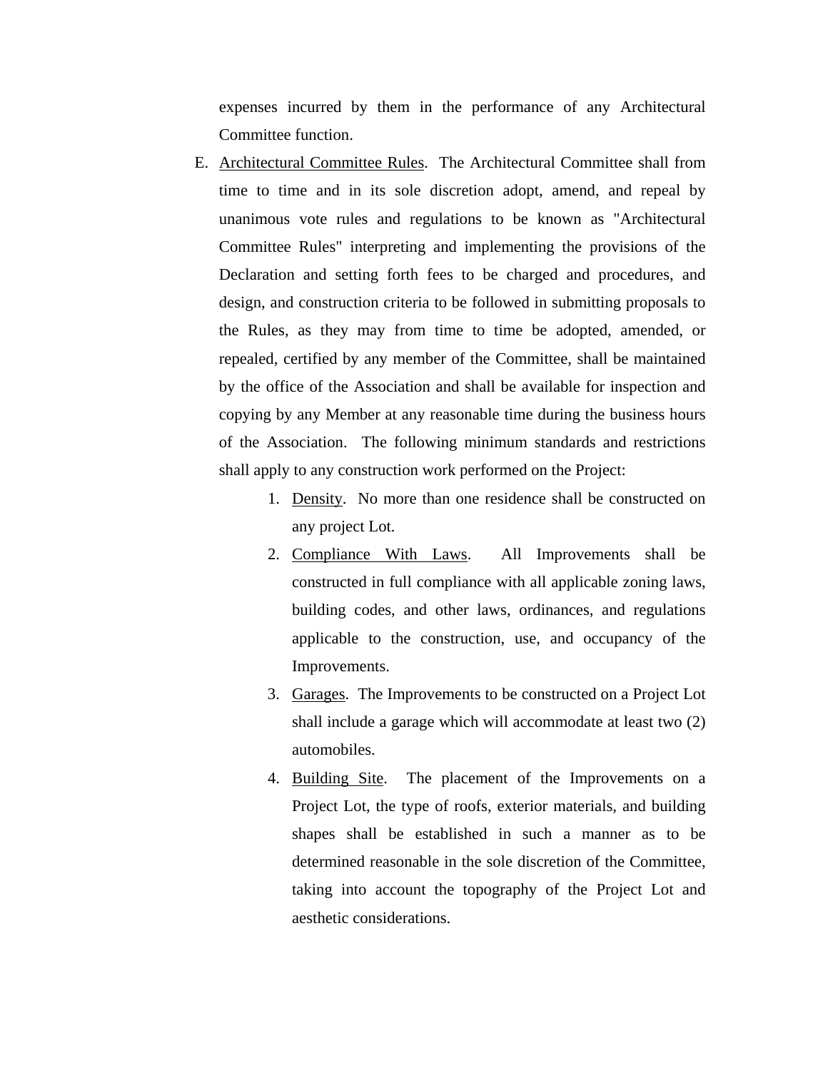expenses incurred by them in the performance of any Architectural Committee function.

E. <u>Architectural Committee Rules</u>. The Architectural Committee shall from time to time and in its sole discretion adopt, amend, and repeal by unanimous vote rules and regulations to be known as "Architectural Committee Rules" interpreting and implementing the provisions of the Declaration and setting forth fees to be charged and procedures, and design, and construction criteria to be followed in submitting proposals to the Rules, as they may from time to time be adopted, amended, or repealed, certified by any member of the Committee, shall be maintained by the office of the Association and shall be available for inspection and copying by any Member at any reasonable time during the business hours of the Association. The following minimum standards and restrictions shall apply to any construction work performed on the Project:

   1. <u>Density</u>. No more than one residence shall be constructed on any project Lot.
   2. <u>Compliance With Laws</u>. All Improvements shall be constructed in full compliance with all applicable zoning laws, building codes, and other laws, ordinances, and regulations applicable to the construction, use, and occupancy of the Improvements.
   3. <u>Garages</u>. The Improvements to be constructed on a Project Lot shall include a garage which will accommodate at least two (2) automobiles.
   4. <u>Building Site</u>. The placement of the Improvements on a Project Lot, the type of roofs, exterior materials, and building shapes shall be established in such a manner as to be determined reasonable in the sole discretion of the Committee, taking into account the topography of the Project Lot and aesthetic considerations.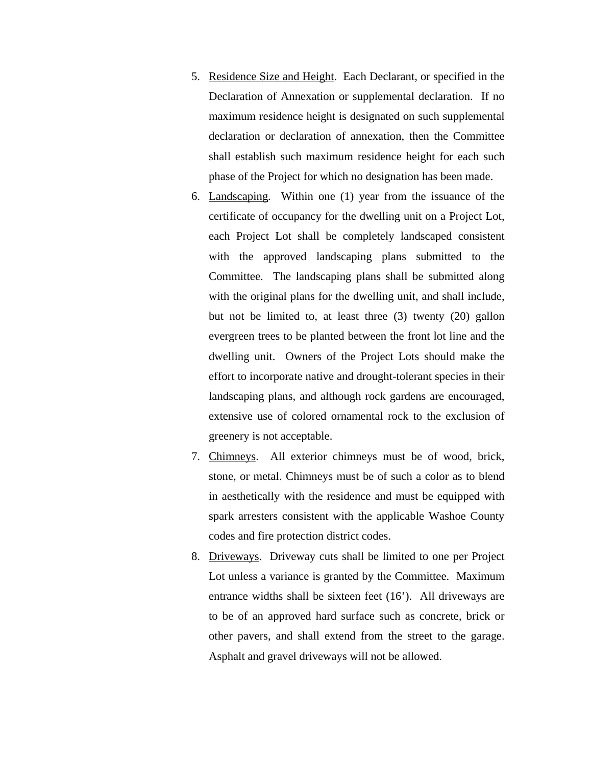5. Residence Size and Height. Each Declarant, or specified in the Declaration of Annexation or supplemental declaration. If no maximum residence height is designated on such supplemental declaration or declaration of annexation, then the Committee shall establish such maximum residence height for each such phase of the Project for which no designation has been made.
6. Landscaping. Within one (1) year from the issuance of the certificate of occupancy for the dwelling unit on a Project Lot, each Project Lot shall be completely landscaped consistent with the approved landscaping plans submitted to the Committee. The landscaping plans shall be submitted along with the original plans for the dwelling unit, and shall include, but not be limited to, at least three (3) twenty (20) gallon evergreen trees to be planted between the front lot line and the dwelling unit. Owners of the Project Lots should make the effort to incorporate native and drought-tolerant species in their landscaping plans, and although rock gardens are encouraged, extensive use of colored ornamental rock to the exclusion of greenery is not acceptable.
7. Chimneys. All exterior chimneys must be of wood, brick, stone, or metal. Chimneys must be of such a color as to blend in aesthetically with the residence and must be equipped with spark arresters consistent with the applicable Washoe County codes and fire protection district codes.
8. Driveways. Driveway cuts shall be limited to one per Project Lot unless a variance is granted by the Committee. Maximum entrance widths shall be sixteen feet (16'). All driveways are to be of an approved hard surface such as concrete, brick or other pavers, and shall extend from the street to the garage. Asphalt and gravel driveways will not be allowed.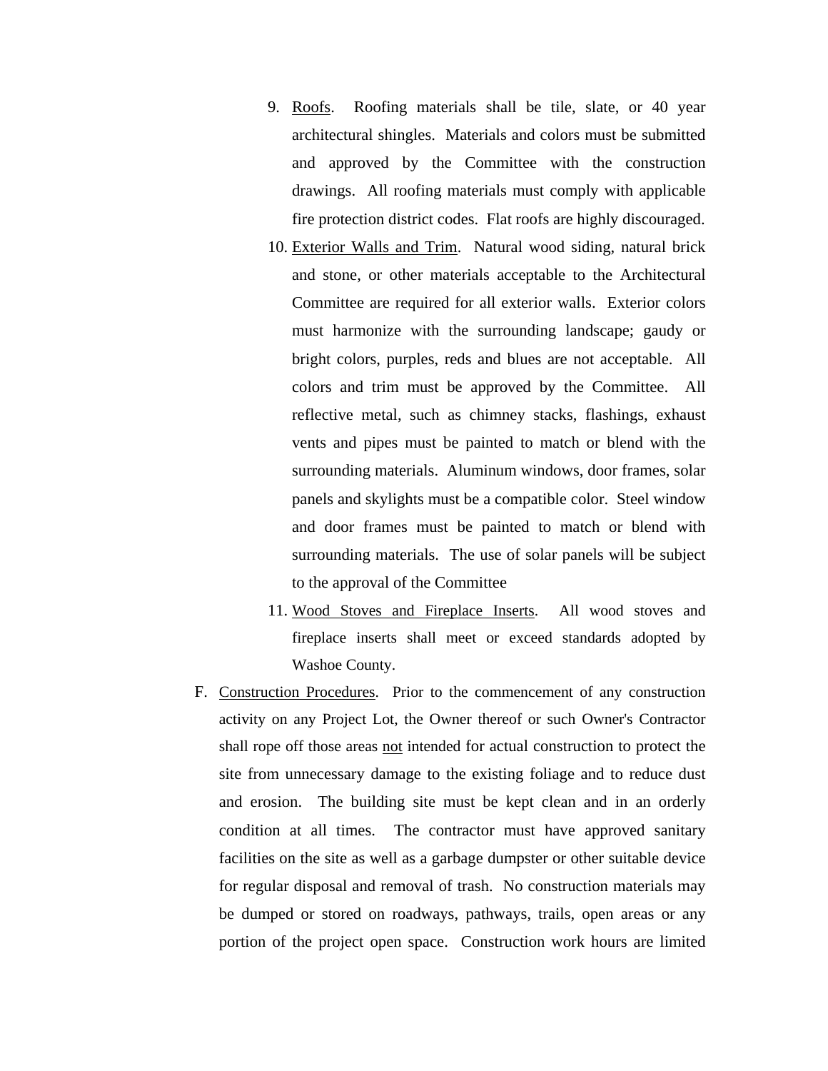9. Roofs. Roofing materials shall be tile, slate, or 40 year architectural shingles. Materials and colors must be submitted and approved by the Committee with the construction drawings. All roofing materials must comply with applicable fire protection district codes. Flat roofs are highly discouraged.
10. Exterior Walls and Trim. Natural wood siding, natural brick and stone, or other materials acceptable to the Architectural Committee are required for all exterior walls. Exterior colors must harmonize with the surrounding landscape; gaudy or bright colors, purples, reds and blues are not acceptable. All colors and trim must be approved by the Committee. All reflective metal, such as chimney stacks, flashings, exhaust vents and pipes must be painted to match or blend with the surrounding materials. Aluminum windows, door frames, solar panels and skylights must be a compatible color. Steel window and door frames must be painted to match or blend with surrounding materials. The use of solar panels will be subject to the approval of the Committee
11. Wood Stoves and Fireplace Inserts. All wood stoves and fireplace inserts shall meet or exceed standards adopted by Washoe County.

F. Construction Procedures. Prior to the commencement of any construction activity on any Project Lot, the Owner thereof or such Owner's Contractor shall rope off those areas not intended for actual construction to protect the site from unnecessary damage to the existing foliage and to reduce dust and erosion. The building site must be kept clean and in an orderly condition at all times. The contractor must have approved sanitary facilities on the site as well as a garbage dumpster or other suitable device for regular disposal and removal of trash. No construction materials may be dumped or stored on roadways, pathways, trails, open areas or any portion of the project open space. Construction work hours are limited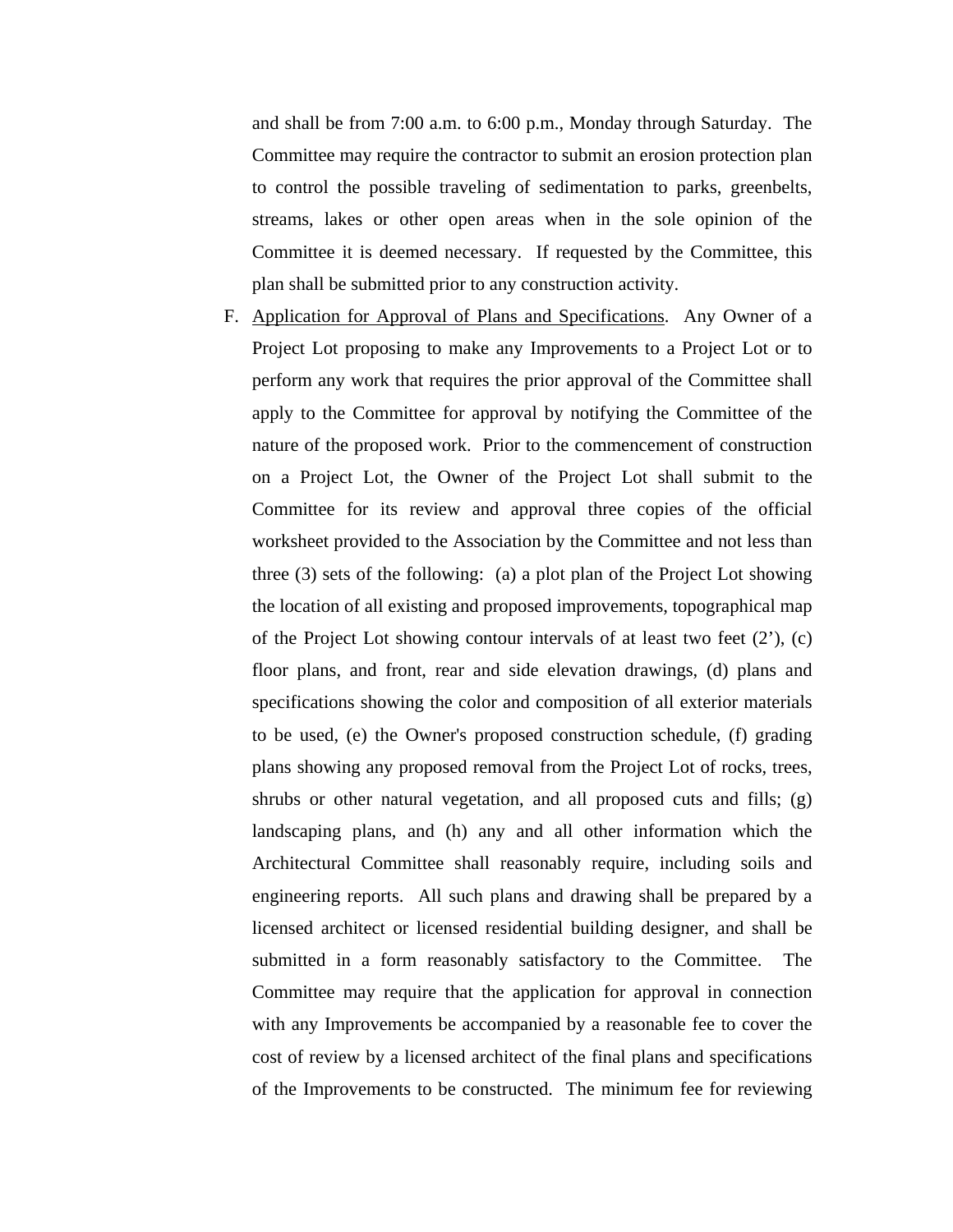and shall be from 7:00 a.m. to 6:00 p.m., Monday through Saturday. The Committee may require the contractor to submit an erosion protection plan to control the possible traveling of sedimentation to parks, greenbelts, streams, lakes or other open areas when in the sole opinion of the Committee it is deemed necessary. If requested by the Committee, this plan shall be submitted prior to any construction activity.

F. Application for Approval of Plans and Specifications. Any Owner of a Project Lot proposing to make any Improvements to a Project Lot or to perform any work that requires the prior approval of the Committee shall apply to the Committee for approval by notifying the Committee of the nature of the proposed work. Prior to the commencement of construction on a Project Lot, the Owner of the Project Lot shall submit to the Committee for its review and approval three copies of the official worksheet provided to the Association by the Committee and not less than three (3) sets of the following: (a) a plot plan of the Project Lot showing the location of all existing and proposed improvements, topographical map of the Project Lot showing contour intervals of at least two feet (2'), (c) floor plans, and front, rear and side elevation drawings, (d) plans and specifications showing the color and composition of all exterior materials to be used, (e) the Owner's proposed construction schedule, (f) grading plans showing any proposed removal from the Project Lot of rocks, trees, shrubs or other natural vegetation, and all proposed cuts and fills; (g) landscaping plans, and (h) any and all other information which the Architectural Committee shall reasonably require, including soils and engineering reports. All such plans and drawing shall be prepared by a licensed architect or licensed residential building designer, and shall be submitted in a form reasonably satisfactory to the Committee. The Committee may require that the application for approval in connection with any Improvements be accompanied by a reasonable fee to cover the cost of review by a licensed architect of the final plans and specifications of the Improvements to be constructed. The minimum fee for reviewing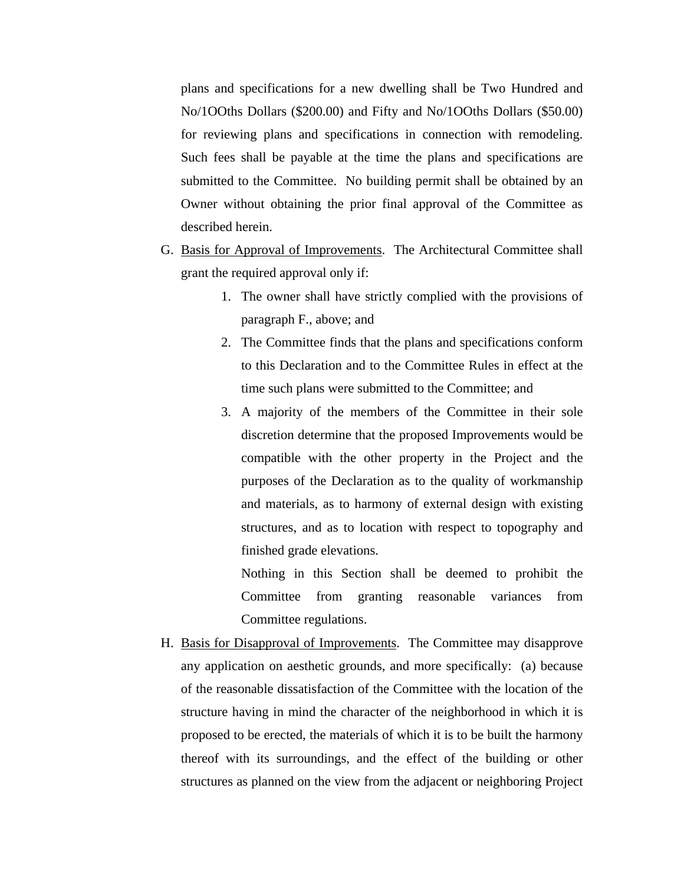plans and specifications for a new dwelling shall be Two Hundred and No/1OOths Dollars ($200.00) and Fifty and No/1OOths Dollars ($50.00) for reviewing plans and specifications in connection with remodeling. Such fees shall be payable at the time the plans and specifications are submitted to the Committee. No building permit shall be obtained by an Owner without obtaining the prior final approval of the Committee as described herein.

G. <u>Basis for Approval of Improvements</u>. The Architectural Committee shall grant the required approval only if:

   1. The owner shall have strictly complied with the provisions of paragraph F., above; and
   2. The Committee finds that the plans and specifications conform to this Declaration and to the Committee Rules in effect at the time such plans were submitted to the Committee; and
   3. A majority of the members of the Committee in their sole discretion determine that the proposed Improvements would be compatible with the other property in the Project and the purposes of the Declaration as to the quality of workmanship and materials, as to harmony of external design with existing structures, and as to location with respect to topography and finished grade elevations.

      Nothing in this Section shall be deemed to prohibit the Committee from granting reasonable variances from Committee regulations.

H. <u>Basis for Disapproval of Improvements</u>. The Committee may disapprove any application on aesthetic grounds, and more specifically: (a) because of the reasonable dissatisfaction of the Committee with the location of the structure having in mind the character of the neighborhood in which it is proposed to be erected, the materials of which it is to be built the harmony thereof with its surroundings, and the effect of the building or other structures as planned on the view from the adjacent or neighboring Project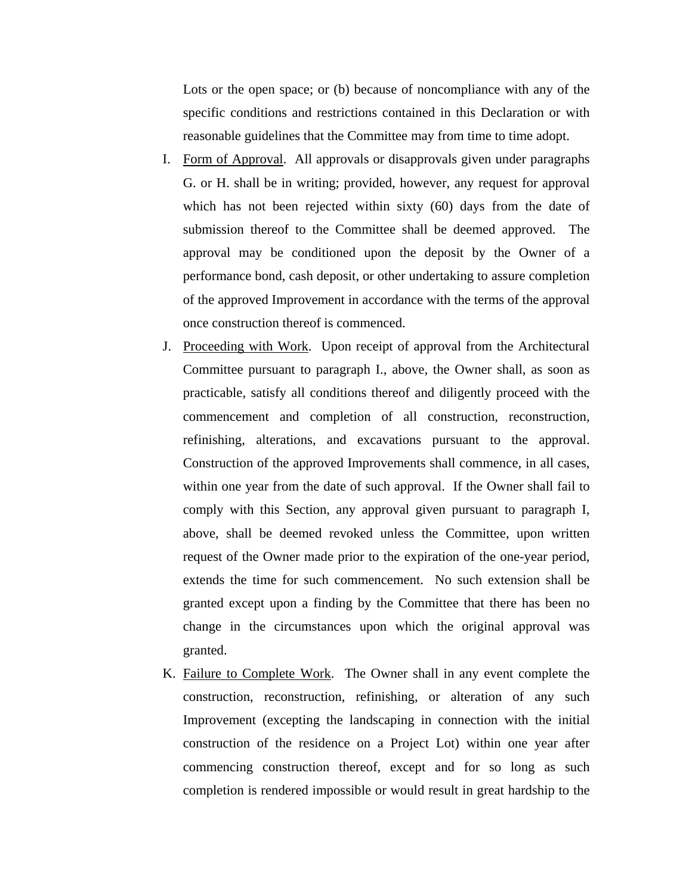Lots or the open space; or (b) because of noncompliance with any of the specific conditions and restrictions contained in this Declaration or with reasonable guidelines that the Committee may from time to time adopt.

I. <u>Form of Approval</u>. All approvals or disapprovals given under paragraphs G. or H. shall be in writing; provided, however, any request for approval which has not been rejected within sixty (60) days from the date of submission thereof to the Committee shall be deemed approved. The approval may be conditioned upon the deposit by the Owner of a performance bond, cash deposit, or other undertaking to assure completion of the approved Improvement in accordance with the terms of the approval once construction thereof is commenced.

J. <u>Proceeding with Work</u>. Upon receipt of approval from the Architectural Committee pursuant to paragraph I., above, the Owner shall, as soon as practicable, satisfy all conditions thereof and diligently proceed with the commencement and completion of all construction, reconstruction, refinishing, alterations, and excavations pursuant to the approval. Construction of the approved Improvements shall commence, in all cases, within one year from the date of such approval. If the Owner shall fail to comply with this Section, any approval given pursuant to paragraph I, above, shall be deemed revoked unless the Committee, upon written request of the Owner made prior to the expiration of the one-year period, extends the time for such commencement. No such extension shall be granted except upon a finding by the Committee that there has been no change in the circumstances upon which the original approval was granted.

K. <u>Failure to Complete Work</u>. The Owner shall in any event complete the construction, reconstruction, refinishing, or alteration of any such Improvement (excepting the landscaping in connection with the initial construction of the residence on a Project Lot) within one year after commencing construction thereof, except and for so long as such completion is rendered impossible or would result in great hardship to the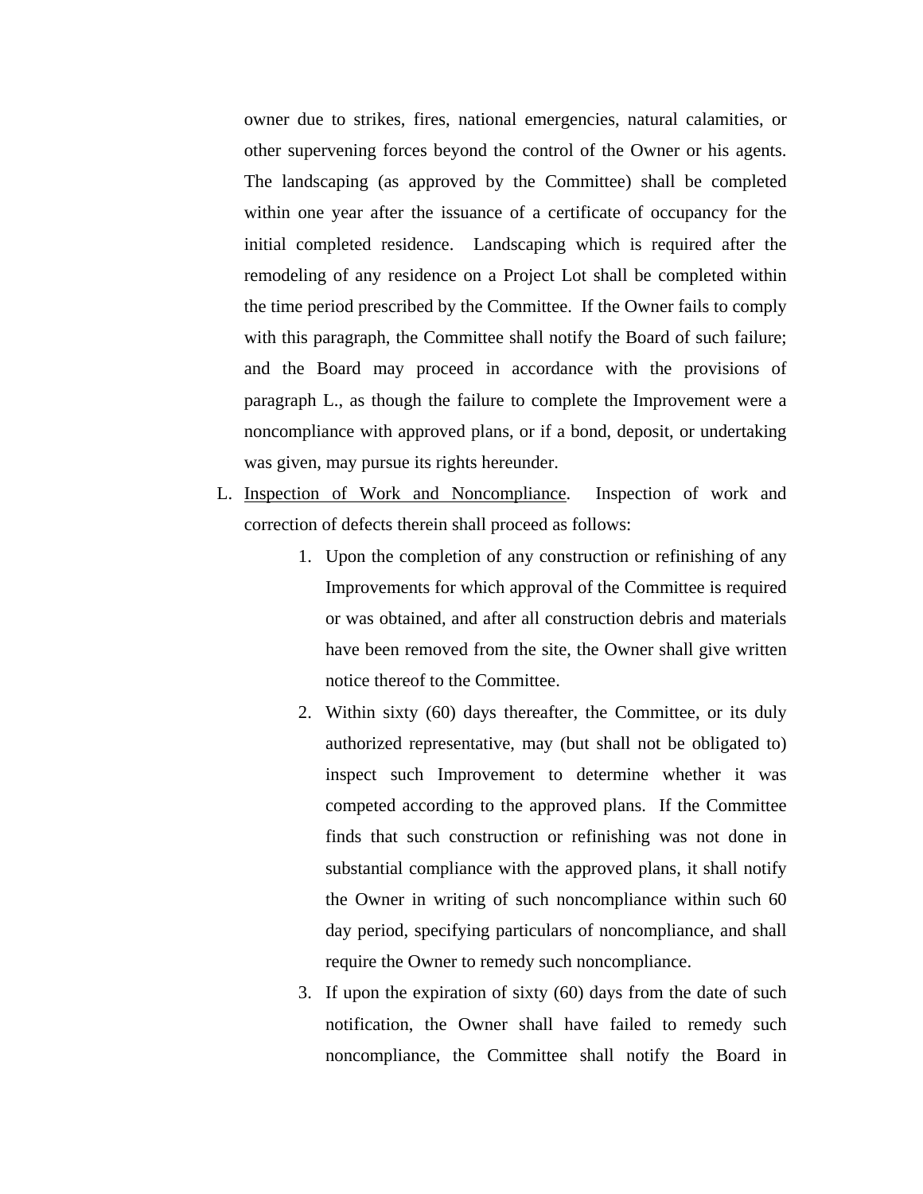owner due to strikes, fires, national emergencies, natural calamities, or other supervening forces beyond the control of the Owner or his agents. The landscaping (as approved by the Committee) shall be completed within one year after the issuance of a certificate of occupancy for the initial completed residence. Landscaping which is required after the remodeling of any residence on a Project Lot shall be completed within the time period prescribed by the Committee. If the Owner fails to comply with this paragraph, the Committee shall notify the Board of such failure; and the Board may proceed in accordance with the provisions of paragraph L., as though the failure to complete the Improvement were a noncompliance with approved plans, or if a bond, deposit, or undertaking was given, may pursue its rights hereunder.

L. <u>Inspection of Work and Noncompliance</u>. Inspection of work and correction of defects therein shall proceed as follows:

1. Upon the completion of any construction or refinishing of any Improvements for which approval of the Committee is required or was obtained, and after all construction debris and materials have been removed from the site, the Owner shall give written notice thereof to the Committee.
2. Within sixty (60) days thereafter, the Committee, or its duly authorized representative, may (but shall not be obligated to) inspect such Improvement to determine whether it was competed according to the approved plans. If the Committee finds that such construction or refinishing was not done in substantial compliance with the approved plans, it shall notify the Owner in writing of such noncompliance within such 60 day period, specifying particulars of noncompliance, and shall require the Owner to remedy such noncompliance.
3. If upon the expiration of sixty (60) days from the date of such notification, the Owner shall have failed to remedy such noncompliance, the Committee shall notify the Board in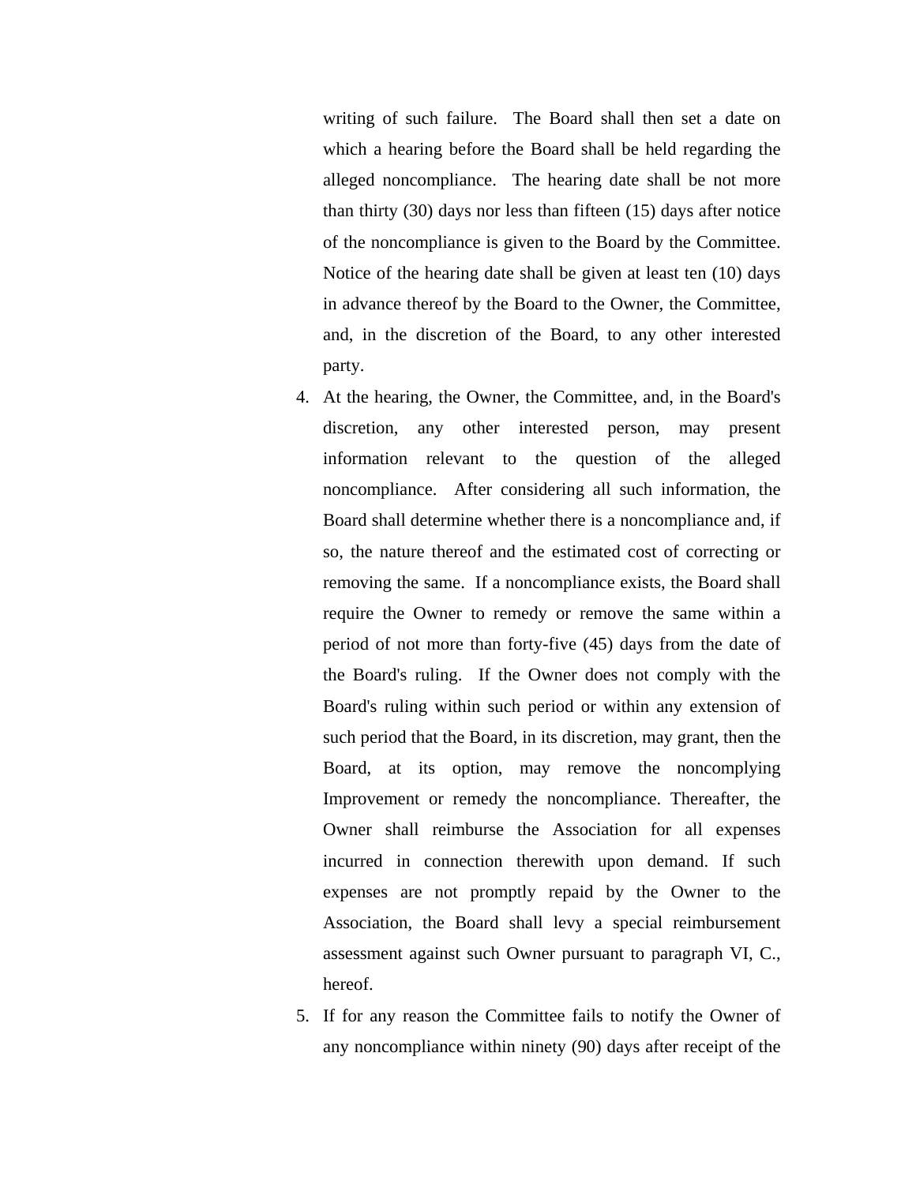writing of such failure. The Board shall then set a date on which a hearing before the Board shall be held regarding the alleged noncompliance. The hearing date shall be not more than thirty (30) days nor less than fifteen (15) days after notice of the noncompliance is given to the Board by the Committee. Notice of the hearing date shall be given at least ten (10) days in advance thereof by the Board to the Owner, the Committee, and, in the discretion of the Board, to any other interested party.

4. At the hearing, the Owner, the Committee, and, in the Board's discretion, any other interested person, may present information relevant to the question of the alleged noncompliance. After considering all such information, the Board shall determine whether there is a noncompliance and, if so, the nature thereof and the estimated cost of correcting or removing the same. If a noncompliance exists, the Board shall require the Owner to remedy or remove the same within a period of not more than forty-five (45) days from the date of the Board's ruling. If the Owner does not comply with the Board's ruling within such period or within any extension of such period that the Board, in its discretion, may grant, then the Board, at its option, may remove the noncomplying Improvement or remedy the noncompliance. Thereafter, the Owner shall reimburse the Association for all expenses incurred in connection therewith upon demand. If such expenses are not promptly repaid by the Owner to the Association, the Board shall levy a special reimbursement assessment against such Owner pursuant to paragraph VI, C., hereof.

5. If for any reason the Committee fails to notify the Owner of any noncompliance within ninety (90) days after receipt of the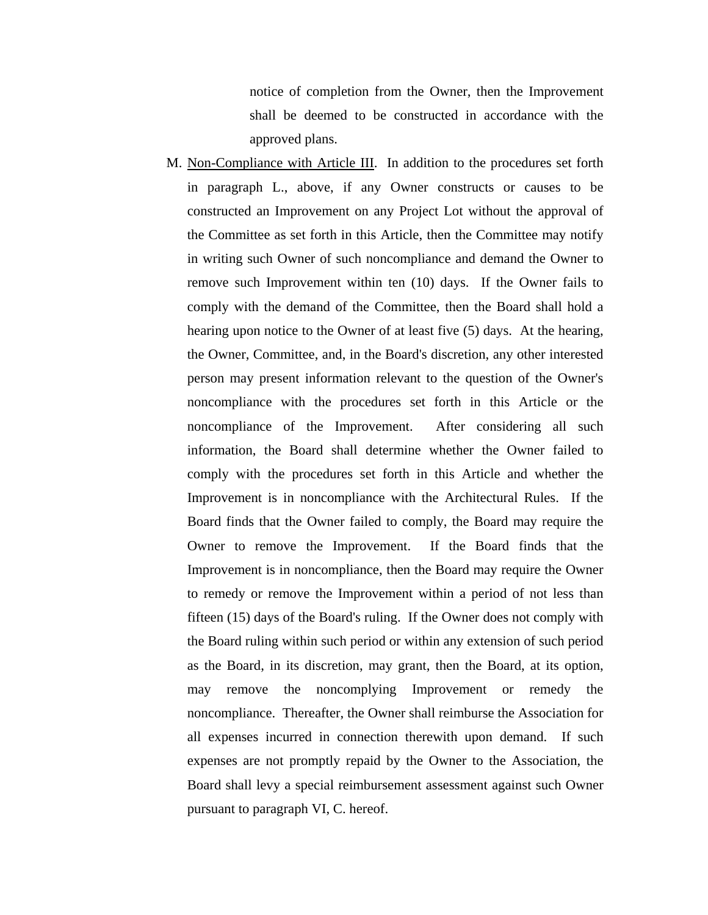notice of completion from the Owner, then the Improvement shall be deemed to be constructed in accordance with the approved plans.

M. <u>Non-Compliance with Article III</u>. In addition to the procedures set forth in paragraph L., above, if any Owner constructs or causes to be constructed an Improvement on any Project Lot without the approval of the Committee as set forth in this Article, then the Committee may notify in writing such Owner of such noncompliance and demand the Owner to remove such Improvement within ten (10) days. If the Owner fails to comply with the demand of the Committee, then the Board shall hold a hearing upon notice to the Owner of at least five (5) days. At the hearing, the Owner, Committee, and, in the Board's discretion, any other interested person may present information relevant to the question of the Owner's noncompliance with the procedures set forth in this Article or the noncompliance of the Improvement. After considering all such information, the Board shall determine whether the Owner failed to comply with the procedures set forth in this Article and whether the Improvement is in noncompliance with the Architectural Rules. If the Board finds that the Owner failed to comply, the Board may require the Owner to remove the Improvement. If the Board finds that the Improvement is in noncompliance, then the Board may require the Owner to remedy or remove the Improvement within a period of not less than fifteen (15) days of the Board's ruling. If the Owner does not comply with the Board ruling within such period or within any extension of such period as the Board, in its discretion, may grant, then the Board, at its option, may remove the noncomplying Improvement or remedy the noncompliance. Thereafter, the Owner shall reimburse the Association for all expenses incurred in connection therewith upon demand. If such expenses are not promptly repaid by the Owner to the Association, the Board shall levy a special reimbursement assessment against such Owner pursuant to paragraph VI, C. hereof.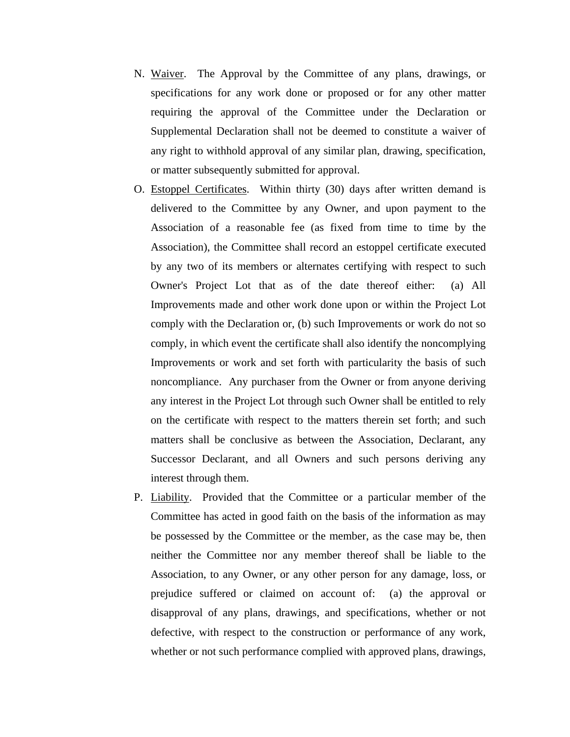N. Waiver. The Approval by the Committee of any plans, drawings, or specifications for any work done or proposed or for any other matter requiring the approval of the Committee under the Declaration or Supplemental Declaration shall not be deemed to constitute a waiver of any right to withhold approval of any similar plan, drawing, specification, or matter subsequently submitted for approval.

O. Estoppel Certificates. Within thirty (30) days after written demand is delivered to the Committee by any Owner, and upon payment to the Association of a reasonable fee (as fixed from time to time by the Association), the Committee shall record an estoppel certificate executed by any two of its members or alternates certifying with respect to such Owner's Project Lot that as of the date thereof either: (a) All Improvements made and other work done upon or within the Project Lot comply with the Declaration or, (b) such Improvements or work do not so comply, in which event the certificate shall also identify the noncomplying Improvements or work and set forth with particularity the basis of such noncompliance. Any purchaser from the Owner or from anyone deriving any interest in the Project Lot through such Owner shall be entitled to rely on the certificate with respect to the matters therein set forth; and such matters shall be conclusive as between the Association, Declarant, any Successor Declarant, and all Owners and such persons deriving any interest through them.

P. Liability. Provided that the Committee or a particular member of the Committee has acted in good faith on the basis of the information as may be possessed by the Committee or the member, as the case may be, then neither the Committee nor any member thereof shall be liable to the Association, to any Owner, or any other person for any damage, loss, or prejudice suffered or claimed on account of: (a) the approval or disapproval of any plans, drawings, and specifications, whether or not defective, with respect to the construction or performance of any work, whether or not such performance complied with approved plans, drawings,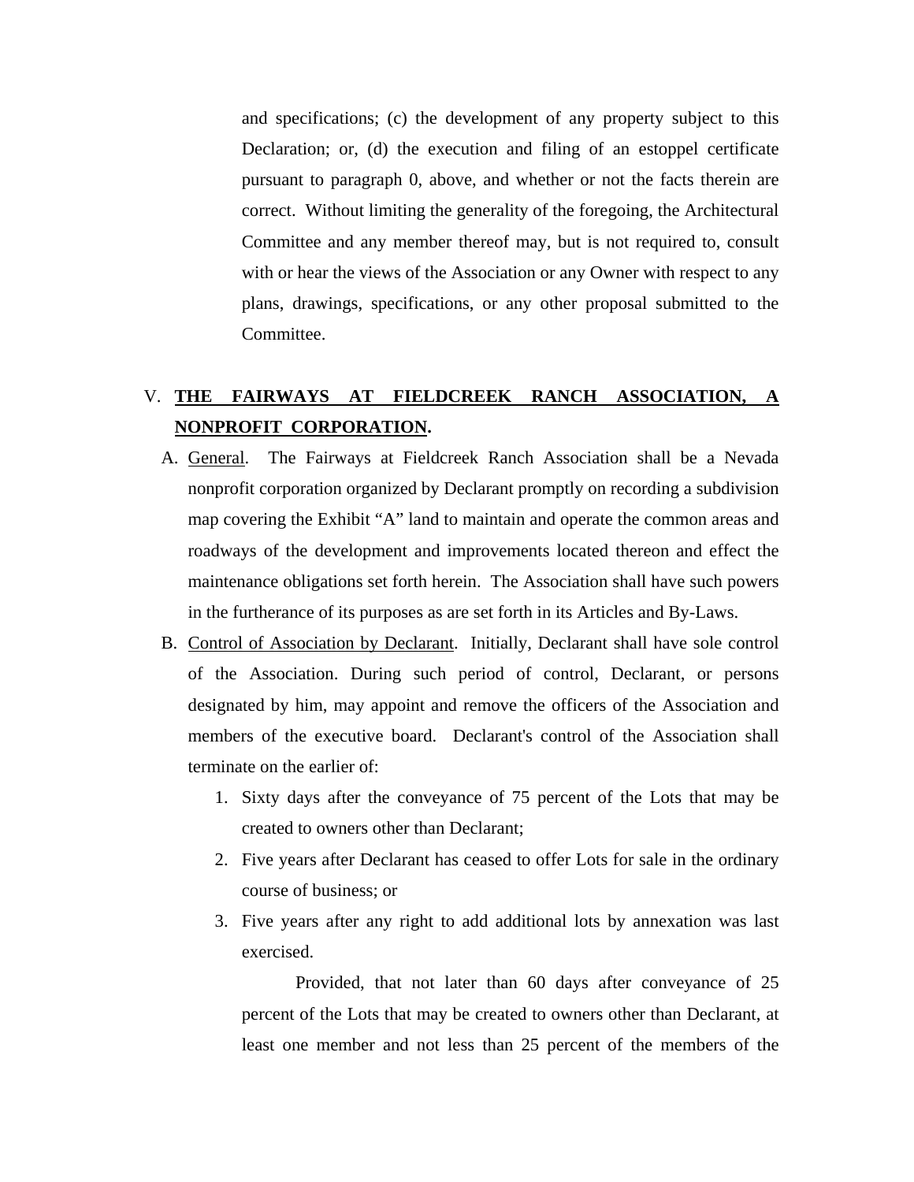and specifications; (c) the development of any property subject to this Declaration; or, (d) the execution and filing of an estoppel certificate pursuant to paragraph 0, above, and whether or not the facts therein are correct. Without limiting the generality of the foregoing, the Architectural Committee and any member thereof may, but is not required to, consult with or hear the views of the Association or any Owner with respect to any plans, drawings, specifications, or any other proposal submitted to the Committee.

## V. <u>THE FAIRWAYS AT FIELDCREEK RANCH ASSOCIATION, A NONPROFIT CORPORATION</u>.

A. <u>General</u>. The Fairways at Fieldcreek Ranch Association shall be a Nevada nonprofit corporation organized by Declarant promptly on recording a subdivision map covering the Exhibit "A" land to maintain and operate the common areas and roadways of the development and improvements located thereon and effect the maintenance obligations set forth herein. The Association shall have such powers in the furtherance of its purposes as are set forth in its Articles and By-Laws.

B. <u>Control of Association by Declarant</u>. Initially, Declarant shall have sole control of the Association. During such period of control, Declarant, or persons designated by him, may appoint and remove the officers of the Association and members of the executive board. Declarant's control of the Association shall terminate on the earlier of:

1. Sixty days after the conveyance of 75 percent of the Lots that may be created to owners other than Declarant;
2. Five years after Declarant has ceased to offer Lots for sale in the ordinary course of business; or
3. Five years after any right to add additional lots by annexation was last exercised.

Provided, that not later than 60 days after conveyance of 25 percent of the Lots that may be created to owners other than Declarant, at least one member and not less than 25 percent of the members of the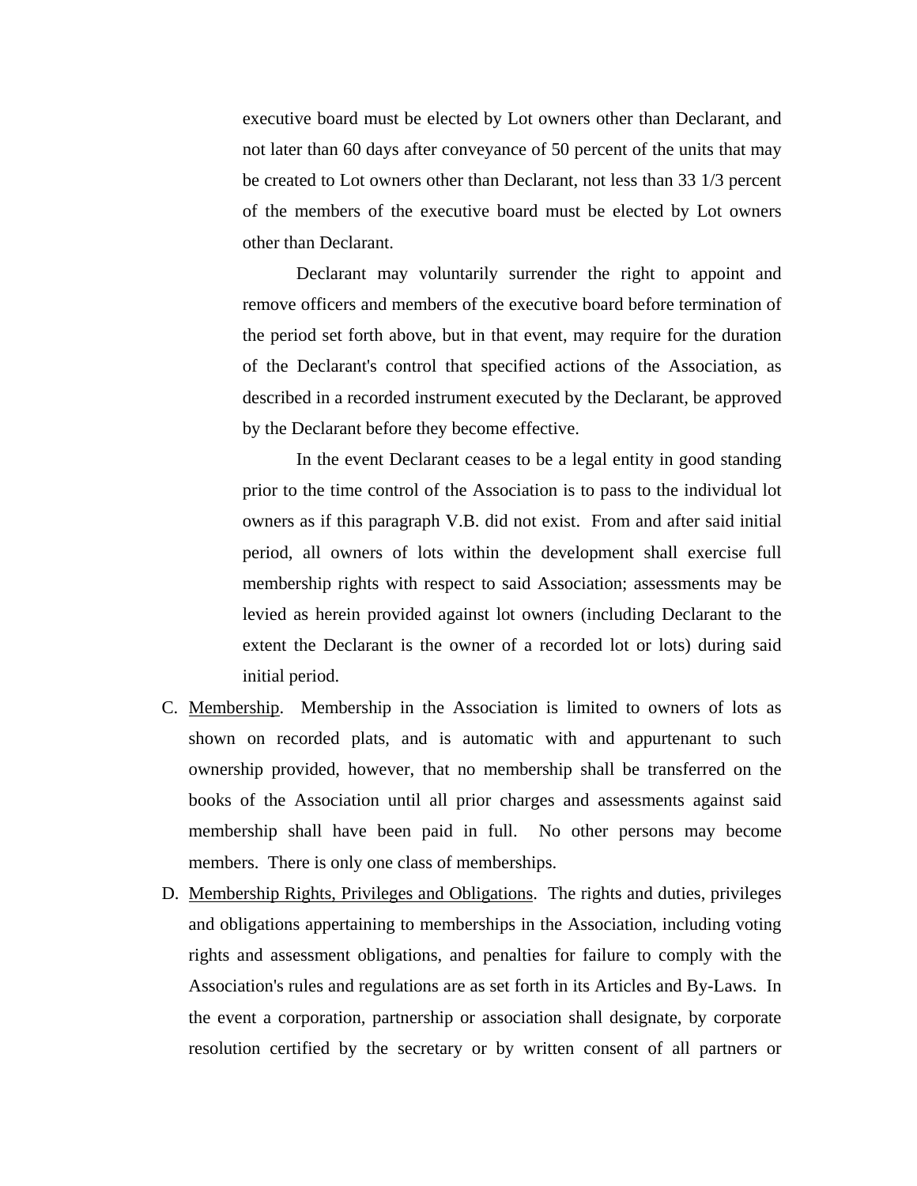executive board must be elected by Lot owners other than Declarant, and not later than 60 days after conveyance of 50 percent of the units that may be created to Lot owners other than Declarant, not less than 33 1/3 percent of the members of the executive board must be elected by Lot owners other than Declarant.

Declarant may voluntarily surrender the right to appoint and remove officers and members of the executive board before termination of the period set forth above, but in that event, may require for the duration of the Declarant's control that specified actions of the Association, as described in a recorded instrument executed by the Declarant, be approved by the Declarant before they become effective.

In the event Declarant ceases to be a legal entity in good standing prior to the time control of the Association is to pass to the individual lot owners as if this paragraph V.B. did not exist. From and after said initial period, all owners of lots within the development shall exercise full membership rights with respect to said Association; assessments may be levied as herein provided against lot owners (including Declarant to the extent the Declarant is the owner of a recorded lot or lots) during said initial period.

C. Membership. Membership in the Association is limited to owners of lots as shown on recorded plats, and is automatic with and appurtenant to such ownership provided, however, that no membership shall be transferred on the books of the Association until all prior charges and assessments against said membership shall have been paid in full. No other persons may become members. There is only one class of memberships.

D. Membership Rights, Privileges and Obligations. The rights and duties, privileges and obligations appertaining to memberships in the Association, including voting rights and assessment obligations, and penalties for failure to comply with the Association's rules and regulations are as set forth in its Articles and By-Laws. In the event a corporation, partnership or association shall designate, by corporate resolution certified by the secretary or by written consent of all partners or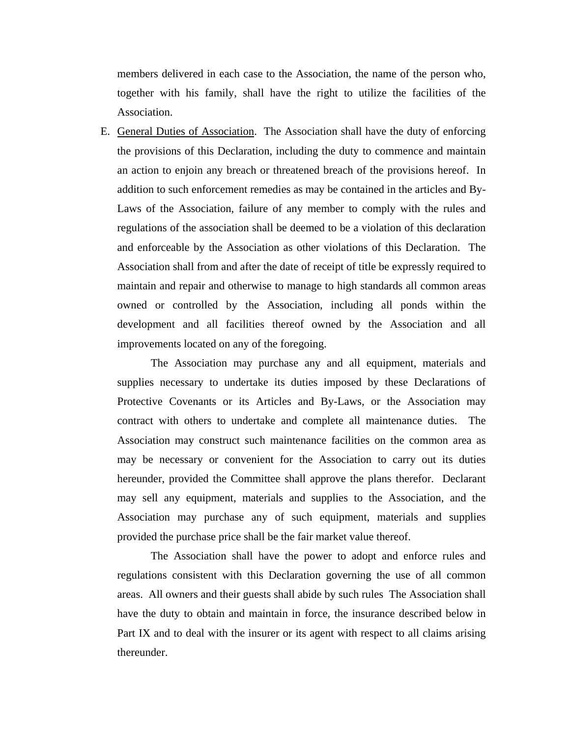members delivered in each case to the Association, the name of the person who, together with his family, shall have the right to utilize the facilities of the Association.

E. General Duties of Association. The Association shall have the duty of enforcing the provisions of this Declaration, including the duty to commence and maintain an action to enjoin any breach or threatened breach of the provisions hereof. In addition to such enforcement remedies as may be contained in the articles and By-Laws of the Association, failure of any member to comply with the rules and regulations of the association shall be deemed to be a violation of this declaration and enforceable by the Association as other violations of this Declaration. The Association shall from and after the date of receipt of title be expressly required to maintain and repair and otherwise to manage to high standards all common areas owned or controlled by the Association, including all ponds within the development and all facilities thereof owned by the Association and all improvements located on any of the foregoing.

   The Association may purchase any and all equipment, materials and supplies necessary to undertake its duties imposed by these Declarations of Protective Covenants or its Articles and By-Laws, or the Association may contract with others to undertake and complete all maintenance duties. The Association may construct such maintenance facilities on the common area as may be necessary or convenient for the Association to carry out its duties hereunder, provided the Committee shall approve the plans therefor. Declarant may sell any equipment, materials and supplies to the Association, and the Association may purchase any of such equipment, materials and supplies provided the purchase price shall be the fair market value thereof.

   The Association shall have the power to adopt and enforce rules and regulations consistent with this Declaration governing the use of all common areas. All owners and their guests shall abide by such rules The Association shall have the duty to obtain and maintain in force, the insurance described below in Part IX and to deal with the insurer or its agent with respect to all claims arising thereunder.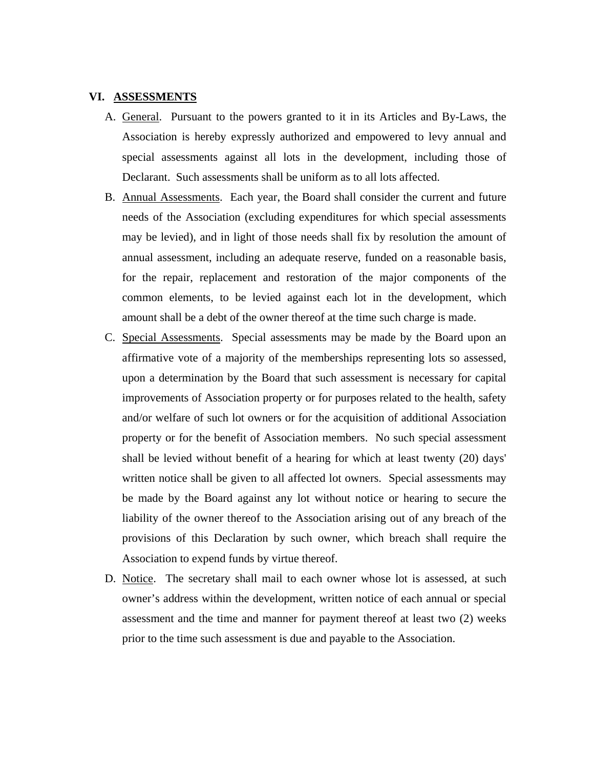## VI. ASSESSMENTS

A. General. Pursuant to the powers granted to it in its Articles and By-Laws, the Association is hereby expressly authorized and empowered to levy annual and special assessments against all lots in the development, including those of Declarant. Such assessments shall be uniform as to all lots affected.

B. Annual Assessments. Each year, the Board shall consider the current and future needs of the Association (excluding expenditures for which special assessments may be levied), and in light of those needs shall fix by resolution the amount of annual assessment, including an adequate reserve, funded on a reasonable basis, for the repair, replacement and restoration of the major components of the common elements, to be levied against each lot in the development, which amount shall be a debt of the owner thereof at the time such charge is made.

C. Special Assessments. Special assessments may be made by the Board upon an affirmative vote of a majority of the memberships representing lots so assessed, upon a determination by the Board that such assessment is necessary for capital improvements of Association property or for purposes related to the health, safety and/or welfare of such lot owners or for the acquisition of additional Association property or for the benefit of Association members. No such special assessment shall be levied without benefit of a hearing for which at least twenty (20) days' written notice shall be given to all affected lot owners. Special assessments may be made by the Board against any lot without notice or hearing to secure the liability of the owner thereof to the Association arising out of any breach of the provisions of this Declaration by such owner, which breach shall require the Association to expend funds by virtue thereof.

D. Notice. The secretary shall mail to each owner whose lot is assessed, at such owner's address within the development, written notice of each annual or special assessment and the time and manner for payment thereof at least two (2) weeks prior to the time such assessment is due and payable to the Association.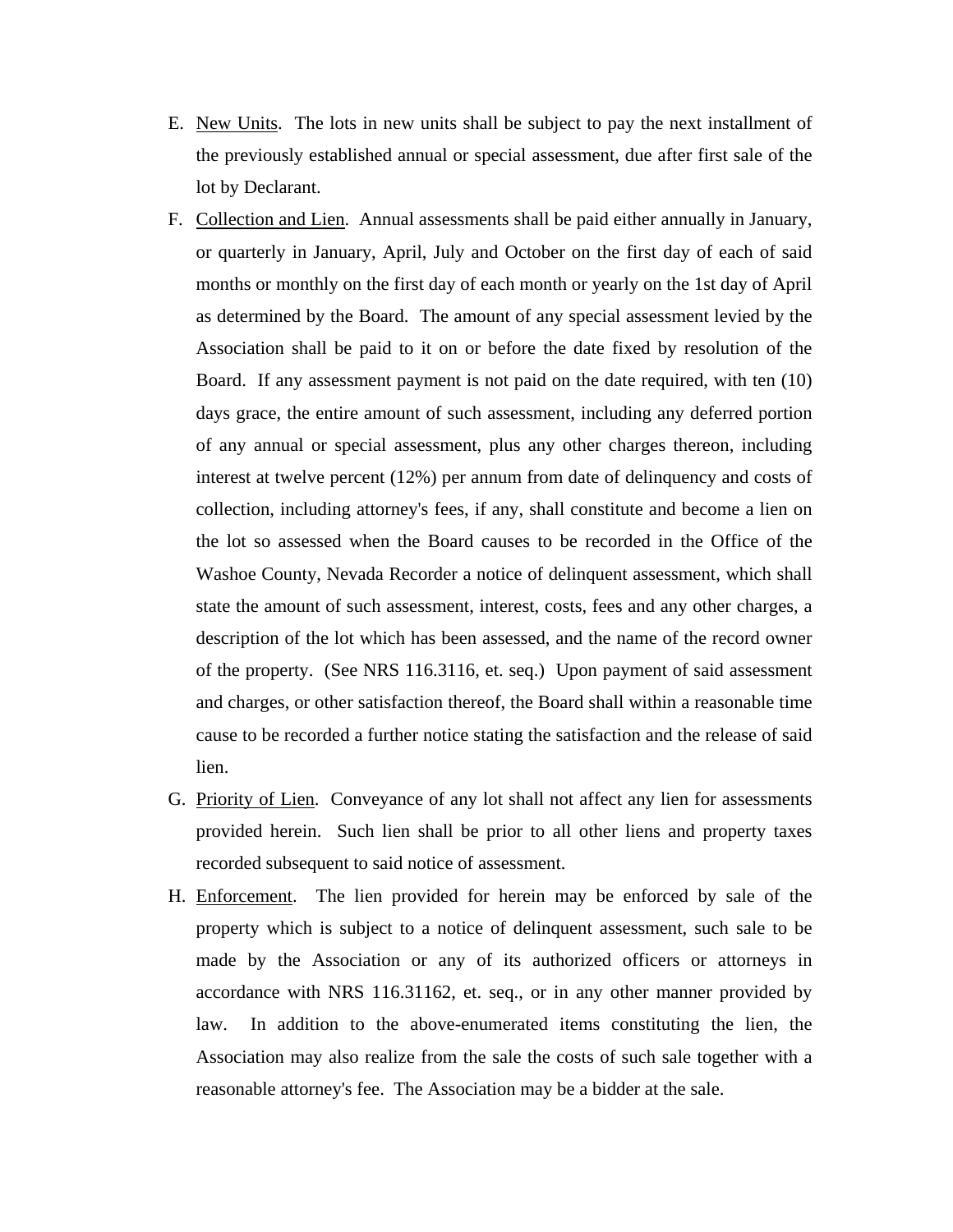E. New Units. The lots in new units shall be subject to pay the next installment of the previously established annual or special assessment, due after first sale of the lot by Declarant.

F. Collection and Lien. Annual assessments shall be paid either annually in January, or quarterly in January, April, July and October on the first day of each of said months or monthly on the first day of each month or yearly on the 1st day of April as determined by the Board. The amount of any special assessment levied by the Association shall be paid to it on or before the date fixed by resolution of the Board. If any assessment payment is not paid on the date required, with ten (10) days grace, the entire amount of such assessment, including any deferred portion of any annual or special assessment, plus any other charges thereon, including interest at twelve percent (12%) per annum from date of delinquency and costs of collection, including attorney's fees, if any, shall constitute and become a lien on the lot so assessed when the Board causes to be recorded in the Office of the Washoe County, Nevada Recorder a notice of delinquent assessment, which shall state the amount of such assessment, interest, costs, fees and any other charges, a description of the lot which has been assessed, and the name of the record owner of the property. (See NRS 116.3116, et. seq.) Upon payment of said assessment and charges, or other satisfaction thereof, the Board shall within a reasonable time cause to be recorded a further notice stating the satisfaction and the release of said lien.

G. Priority of Lien. Conveyance of any lot shall not affect any lien for assessments provided herein. Such lien shall be prior to all other liens and property taxes recorded subsequent to said notice of assessment.

H. Enforcement. The lien provided for herein may be enforced by sale of the property which is subject to a notice of delinquent assessment, such sale to be made by the Association or any of its authorized officers or attorneys in accordance with NRS 116.31162, et. seq., or in any other manner provided by law. In addition to the above-enumerated items constituting the lien, the Association may also realize from the sale the costs of such sale together with a reasonable attorney's fee. The Association may be a bidder at the sale.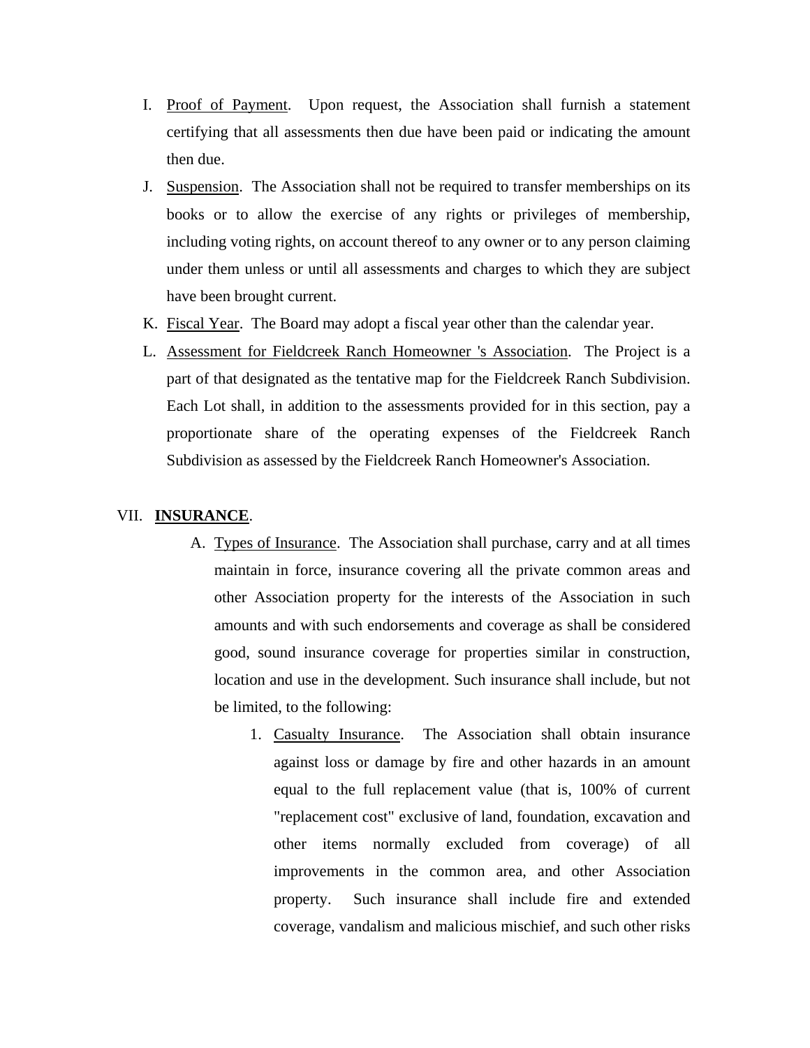I. Proof of Payment. Upon request, the Association shall furnish a statement certifying that all assessments then due have been paid or indicating the amount then due.

J. Suspension. The Association shall not be required to transfer memberships on its books or to allow the exercise of any rights or privileges of membership, including voting rights, on account thereof to any owner or to any person claiming under them unless or until all assessments and charges to which they are subject have been brought current.

K. Fiscal Year. The Board may adopt a fiscal year other than the calendar year.

L. Assessment for Fieldcreek Ranch Homeowner 's Association. The Project is a part of that designated as the tentative map for the Fieldcreek Ranch Subdivision. Each Lot shall, in addition to the assessments provided for in this section, pay a proportionate share of the operating expenses of the Fieldcreek Ranch Subdivision as assessed by the Fieldcreek Ranch Homeowner's Association.

## VII. **INSURANCE**.

A. Types of Insurance. The Association shall purchase, carry and at all times maintain in force, insurance covering all the private common areas and other Association property for the interests of the Association in such amounts and with such endorsements and coverage as shall be considered good, sound insurance coverage for properties similar in construction, location and use in the development. Such insurance shall include, but not be limited, to the following:

1. Casualty Insurance. The Association shall obtain insurance against loss or damage by fire and other hazards in an amount equal to the full replacement value (that is, 100% of current "replacement cost" exclusive of land, foundation, excavation and other items normally excluded from coverage) of all improvements in the common area, and other Association property. Such insurance shall include fire and extended coverage, vandalism and malicious mischief, and such other risks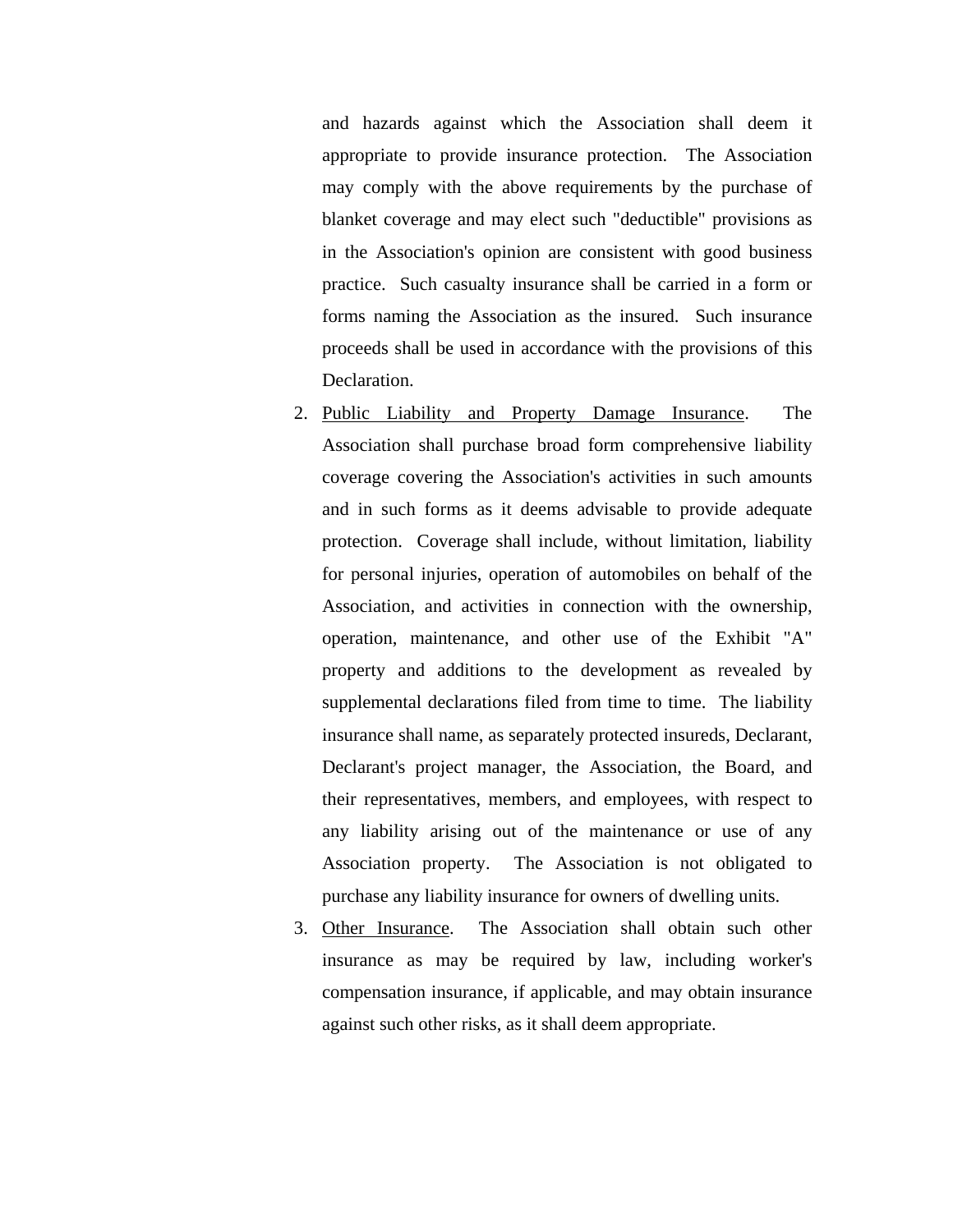and hazards against which the Association shall deem it appropriate to provide insurance protection. The Association may comply with the above requirements by the purchase of blanket coverage and may elect such "deductible" provisions as in the Association's opinion are consistent with good business practice. Such casualty insurance shall be carried in a form or forms naming the Association as the insured. Such insurance proceeds shall be used in accordance with the provisions of this Declaration.

2. Public Liability and Property Damage Insurance. The Association shall purchase broad form comprehensive liability coverage covering the Association's activities in such amounts and in such forms as it deems advisable to provide adequate protection. Coverage shall include, without limitation, liability for personal injuries, operation of automobiles on behalf of the Association, and activities in connection with the ownership, operation, maintenance, and other use of the Exhibit "A" property and additions to the development as revealed by supplemental declarations filed from time to time. The liability insurance shall name, as separately protected insureds, Declarant, Declarant's project manager, the Association, the Board, and their representatives, members, and employees, with respect to any liability arising out of the maintenance or use of any Association property. The Association is not obligated to purchase any liability insurance for owners of dwelling units.
3. Other Insurance. The Association shall obtain such other insurance as may be required by law, including worker's compensation insurance, if applicable, and may obtain insurance against such other risks, as it shall deem appropriate.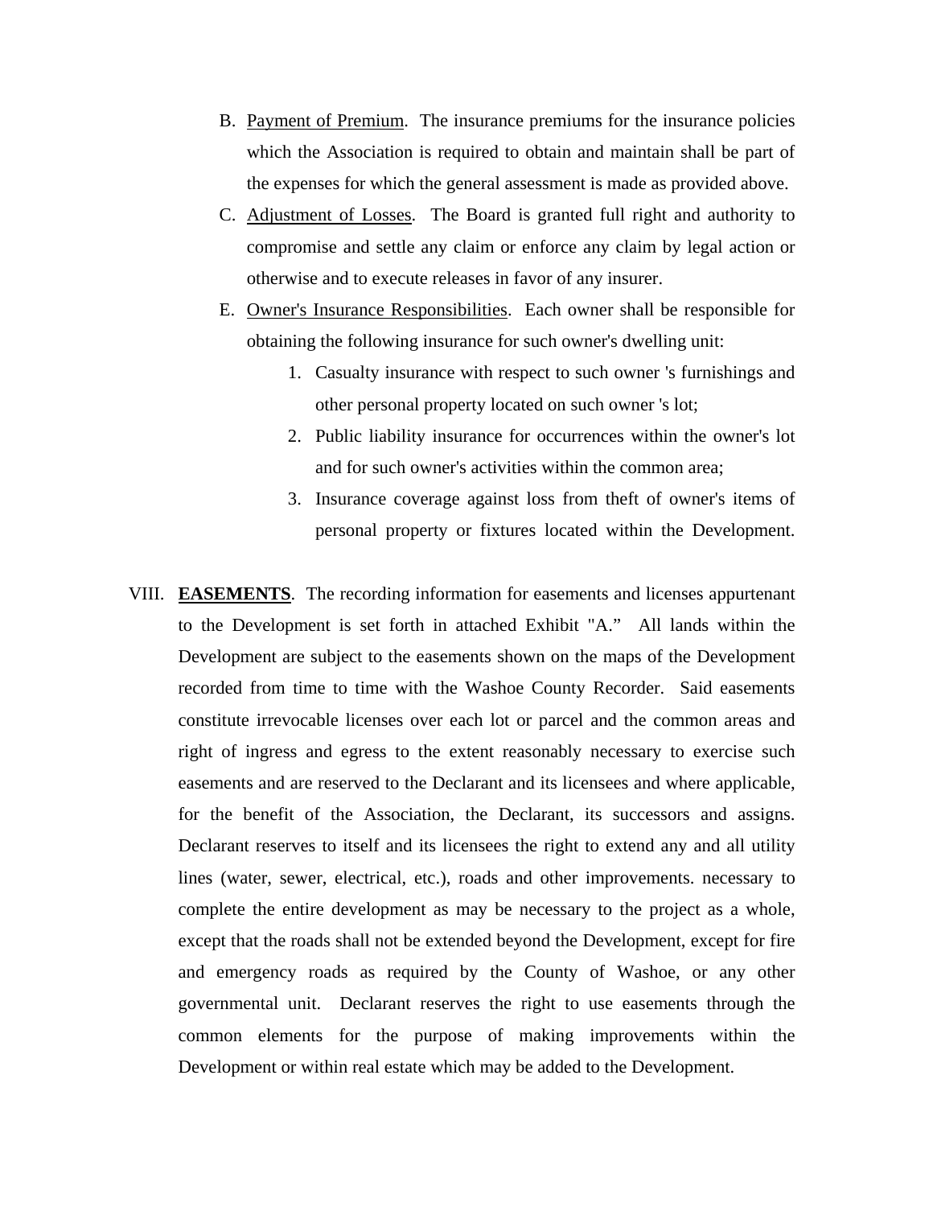B. Payment of Premium. The insurance premiums for the insurance policies which the Association is required to obtain and maintain shall be part of the expenses for which the general assessment is made as provided above.

C. Adjustment of Losses. The Board is granted full right and authority to compromise and settle any claim or enforce any claim by legal action or otherwise and to execute releases in favor of any insurer.

E. Owner's Insurance Responsibilities. Each owner shall be responsible for obtaining the following insurance for such owner's dwelling unit:

1. Casualty insurance with respect to such owner 's furnishings and other personal property located on such owner 's lot;
2. Public liability insurance for occurrences within the owner's lot and for such owner's activities within the common area;
3. Insurance coverage against loss from theft of owner's items of personal property or fixtures located within the Development.

VIII. **EASEMENTS**. The recording information for easements and licenses appurtenant to the Development is set forth in attached Exhibit "A." All lands within the Development are subject to the easements shown on the maps of the Development recorded from time to time with the Washoe County Recorder. Said easements constitute irrevocable licenses over each lot or parcel and the common areas and right of ingress and egress to the extent reasonably necessary to exercise such easements and are reserved to the Declarant and its licensees and where applicable, for the benefit of the Association, the Declarant, its successors and assigns. Declarant reserves to itself and its licensees the right to extend any and all utility lines (water, sewer, electrical, etc.), roads and other improvements. necessary to complete the entire development as may be necessary to the project as a whole, except that the roads shall not be extended beyond the Development, except for fire and emergency roads as required by the County of Washoe, or any other governmental unit. Declarant reserves the right to use easements through the common elements for the purpose of making improvements within the Development or within real estate which may be added to the Development.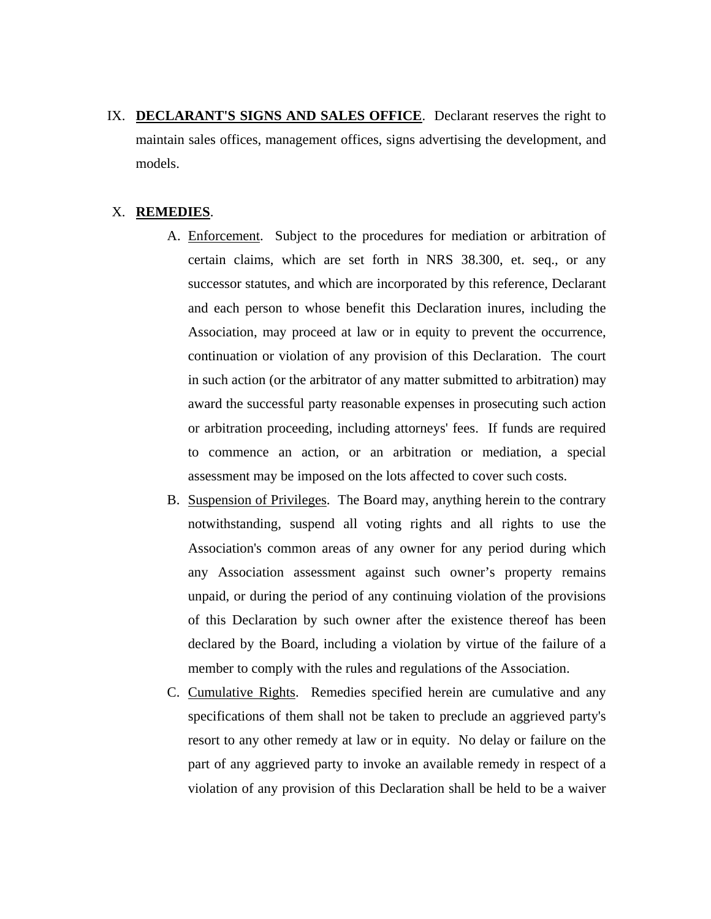IX. **DECLARANT'S SIGNS AND SALES OFFICE**. Declarant reserves the right to maintain sales offices, management offices, signs advertising the development, and models.

X. **REMEDIES**.

A. Enforcement. Subject to the procedures for mediation or arbitration of certain claims, which are set forth in NRS 38.300, et. seq., or any successor statutes, and which are incorporated by this reference, Declarant and each person to whose benefit this Declaration inures, including the Association, may proceed at law or in equity to prevent the occurrence, continuation or violation of any provision of this Declaration. The court in such action (or the arbitrator of any matter submitted to arbitration) may award the successful party reasonable expenses in prosecuting such action or arbitration proceeding, including attorneys' fees. If funds are required to commence an action, or an arbitration or mediation, a special assessment may be imposed on the lots affected to cover such costs.

B. Suspension of Privileges. The Board may, anything herein to the contrary notwithstanding, suspend all voting rights and all rights to use the Association's common areas of any owner for any period during which any Association assessment against such owner's property remains unpaid, or during the period of any continuing violation of the provisions of this Declaration by such owner after the existence thereof has been declared by the Board, including a violation by virtue of the failure of a member to comply with the rules and regulations of the Association.

C. Cumulative Rights. Remedies specified herein are cumulative and any specifications of them shall not be taken to preclude an aggrieved party's resort to any other remedy at law or in equity. No delay or failure on the part of any aggrieved party to invoke an available remedy in respect of a violation of any provision of this Declaration shall be held to be a waiver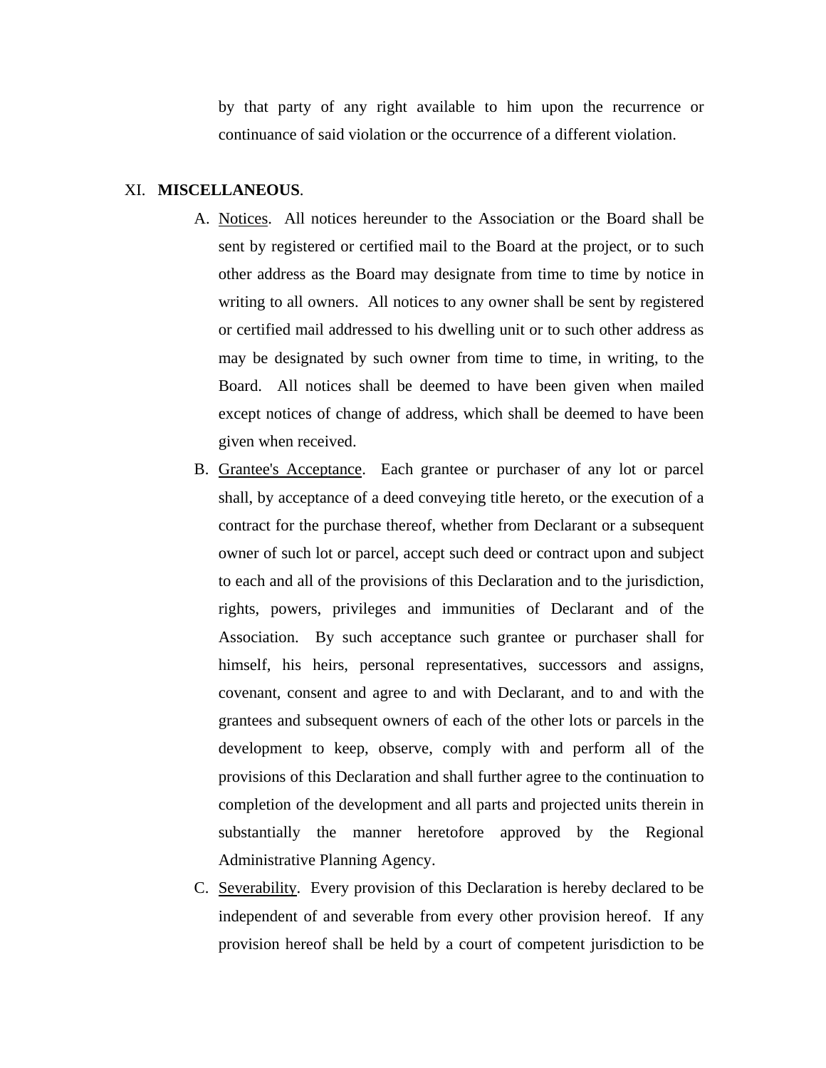by that party of any right available to him upon the recurrence or continuance of said violation or the occurrence of a different violation.

XI. **MISCELLANEOUS**.

A. Notices. All notices hereunder to the Association or the Board shall be sent by registered or certified mail to the Board at the project, or to such other address as the Board may designate from time to time by notice in writing to all owners. All notices to any owner shall be sent by registered or certified mail addressed to his dwelling unit or to such other address as may be designated by such owner from time to time, in writing, to the Board. All notices shall be deemed to have been given when mailed except notices of change of address, which shall be deemed to have been given when received.

B. Grantee's Acceptance. Each grantee or purchaser of any lot or parcel shall, by acceptance of a deed conveying title hereto, or the execution of a contract for the purchase thereof, whether from Declarant or a subsequent owner of such lot or parcel, accept such deed or contract upon and subject to each and all of the provisions of this Declaration and to the jurisdiction, rights, powers, privileges and immunities of Declarant and of the Association. By such acceptance such grantee or purchaser shall for himself, his heirs, personal representatives, successors and assigns, covenant, consent and agree to and with Declarant, and to and with the grantees and subsequent owners of each of the other lots or parcels in the development to keep, observe, comply with and perform all of the provisions of this Declaration and shall further agree to the continuation to completion of the development and all parts and projected units therein in substantially the manner heretofore approved by the Regional Administrative Planning Agency.

C. Severability. Every provision of this Declaration is hereby declared to be independent of and severable from every other provision hereof. If any provision hereof shall be held by a court of competent jurisdiction to be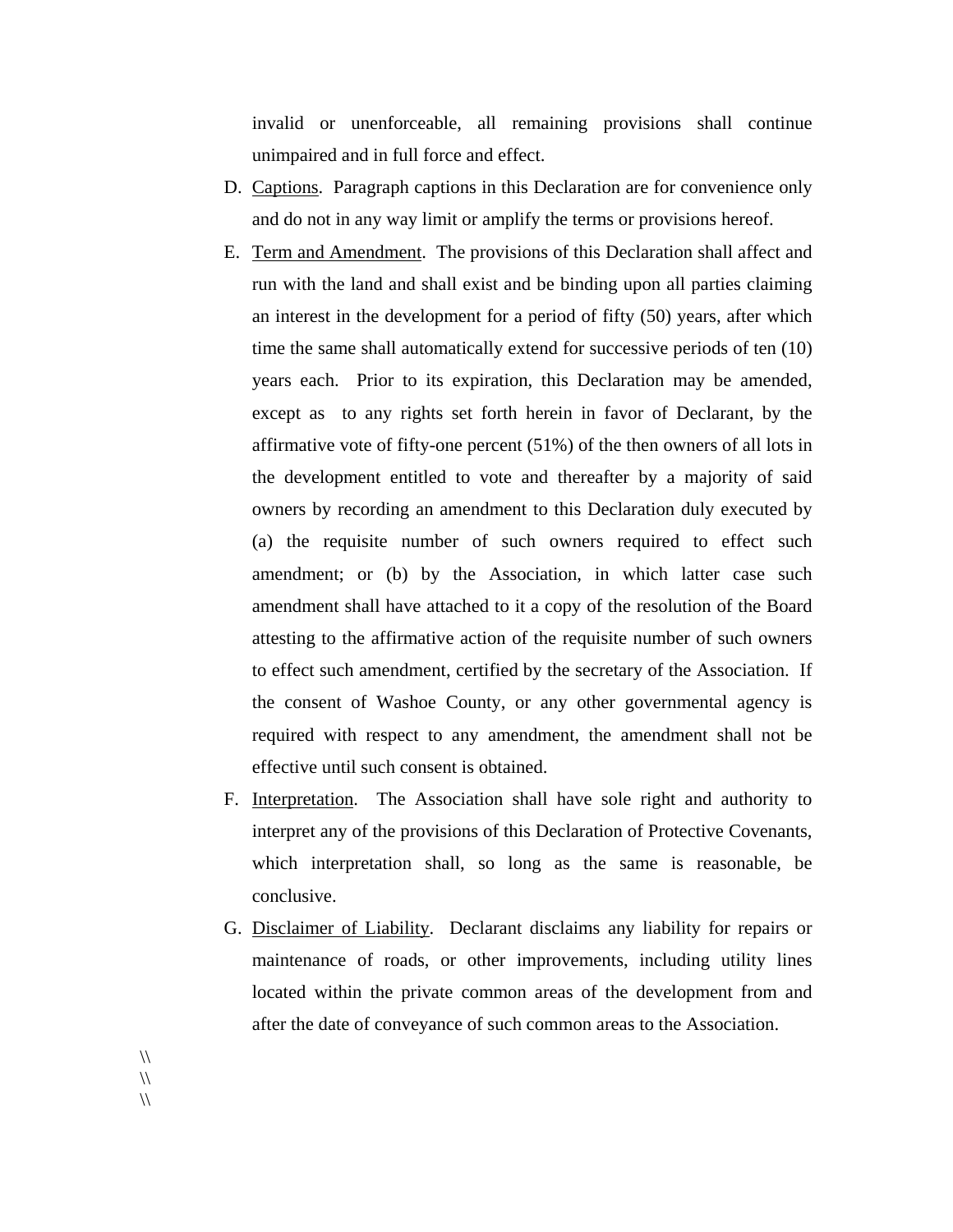invalid or unenforceable, all remaining provisions shall continue unimpaired and in full force and effect.

D. Captions. Paragraph captions in this Declaration are for convenience only and do not in any way limit or amplify the terms or provisions hereof.

E. Term and Amendment. The provisions of this Declaration shall affect and run with the land and shall exist and be binding upon all parties claiming an interest in the development for a period of fifty (50) years, after which time the same shall automatically extend for successive periods of ten (10) years each. Prior to its expiration, this Declaration may be amended, except as to any rights set forth herein in favor of Declarant, by the affirmative vote of fifty-one percent (51%) of the then owners of all lots in the development entitled to vote and thereafter by a majority of said owners by recording an amendment to this Declaration duly executed by (a) the requisite number of such owners required to effect such amendment; or (b) by the Association, in which latter case such amendment shall have attached to it a copy of the resolution of the Board attesting to the affirmative action of the requisite number of such owners to effect such amendment, certified by the secretary of the Association. If the consent of Washoe County, or any other governmental agency is required with respect to any amendment, the amendment shall not be effective until such consent is obtained.

F. Interpretation. The Association shall have sole right and authority to interpret any of the provisions of this Declaration of Protective Covenants, which interpretation shall, so long as the same is reasonable, be conclusive.

G. Disclaimer of Liability. Declarant disclaims any liability for repairs or maintenance of roads, or other improvements, including utility lines located within the private common areas of the development from and after the date of conveyance of such common areas to the Association.

\\
\\
\\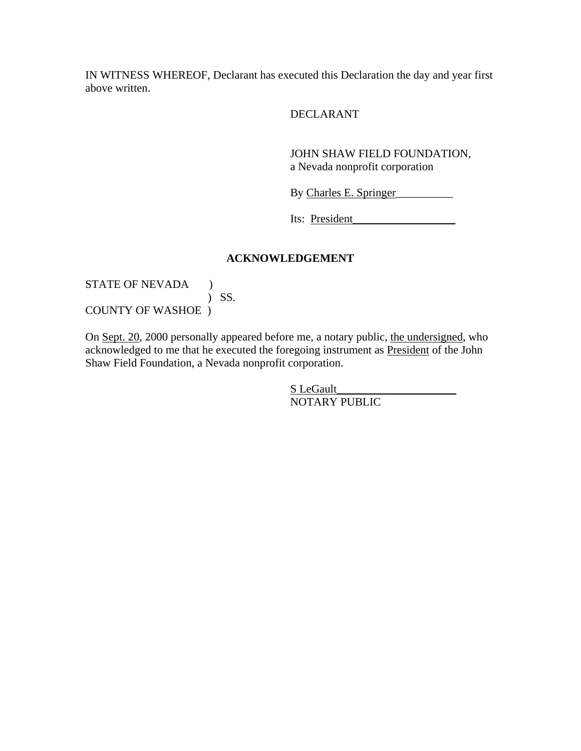IN WITNESS WHEREOF, Declarant has executed this Declaration the day and year first above written.

DECLARANT

JOHN SHAW FIELD FOUNDATION,
a Nevada nonprofit corporation

By Charles E. Springer__________

Its: President__________________

**ACKNOWLEDGEMENT**

STATE OF NEVADA )
) SS.
COUNTY OF WASHOE )

On Sept. 20, 2000 personally appeared before me, a notary public, the undersigned, who acknowledged to me that he executed the foregoing instrument as President of the John Shaw Field Foundation, a Nevada nonprofit corporation.

S LeGault_____________________
NOTARY PUBLIC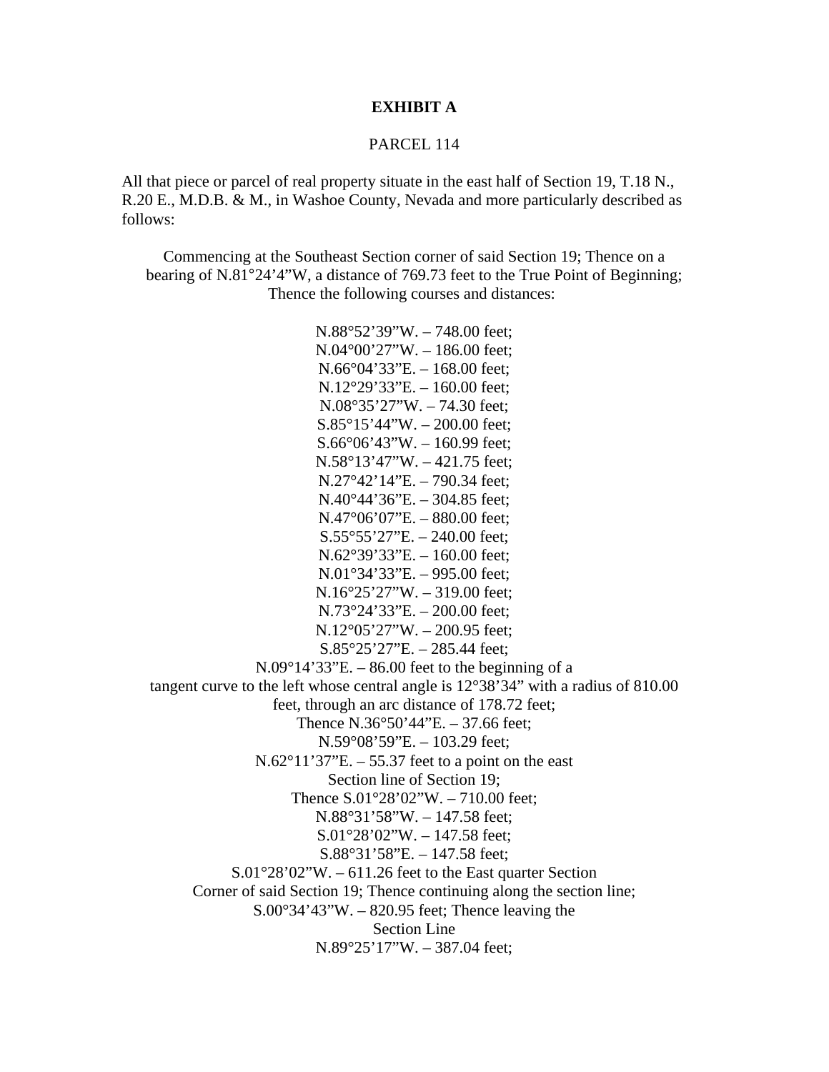**EXHIBIT A**

PARCEL 114

All that piece or parcel of real property situate in the east half of Section 19, T.18 N., R.20 E., M.D.B. & M., in Washoe County, Nevada and more particularly described as follows:

Commencing at the Southeast Section corner of said Section 19; Thence on a bearing of N.81°24'4"W, a distance of 769.73 feet to the True Point of Beginning; Thence the following courses and distances:

N.88°52'39"W. – 748.00 feet;
N.04°00'27"W. – 186.00 feet;
N.66°04'33"E. – 168.00 feet;
N.12°29'33"E. – 160.00 feet;
N.08°35'27"W. – 74.30 feet;
S.85°15'44"W. – 200.00 feet;
S.66°06'43"W. – 160.99 feet;
N.58°13'47"W. – 421.75 feet;
N.27°42'14"E. – 790.34 feet;
N.40°44'36"E. – 304.85 feet;
N.47°06'07"E. – 880.00 feet;
S.55°55'27"E. – 240.00 feet;
N.62°39'33"E. – 160.00 feet;
N.01°34'33"E. – 995.00 feet;
N.16°25'27"W. – 319.00 feet;
N.73°24'33"E. – 200.00 feet;
N.12°05'27"W. – 200.95 feet;
S.85°25'27"E. – 285.44 feet;
N.09°14'33"E. – 86.00 feet to the beginning of a tangent curve to the left whose central angle is 12°38'34" with a radius of 810.00 feet, through an arc distance of 178.72 feet;
Thence N.36°50'44"E. – 37.66 feet;
N.59°08'59"E. – 103.29 feet;
N.62°11'37"E. – 55.37 feet to a point on the east Section line of Section 19;
Thence S.01°28'02"W. – 710.00 feet;
N.88°31'58"W. – 147.58 feet;
S.01°28'02"W. – 147.58 feet;
S.88°31'58"E. – 147.58 feet;
S.01°28'02"W. – 611.26 feet to the East quarter Section Corner of said Section 19; Thence continuing along the section line;
S.00°34'43"W. – 820.95 feet; Thence leaving the Section Line
N.89°25'17"W. – 387.04 feet;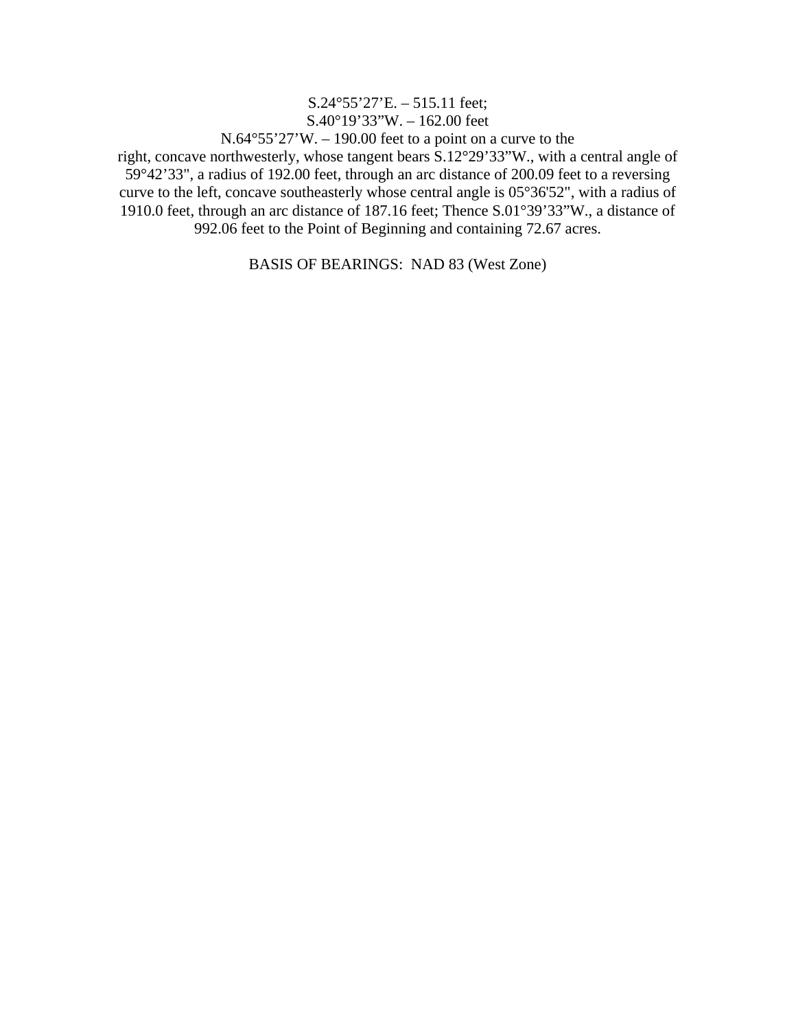S.24°55’27’E. – 515.11 feet;
S.40°19’33”W. – 162.00 feet
N.64°55’27’W. – 190.00 feet to a point on a curve to the
right, concave northwesterly, whose tangent bears S.12°29’33”W., with a central angle of 59°42’33", a radius of 192.00 feet, through an arc distance of 200.09 feet to a reversing curve to the left, concave southeasterly whose central angle is 05°36'52", with a radius of 1910.0 feet, through an arc distance of 187.16 feet; Thence S.01°39’33”W., a distance of 992.06 feet to the Point of Beginning and containing 72.67 acres.

BASIS OF BEARINGS: NAD 83 (West Zone)